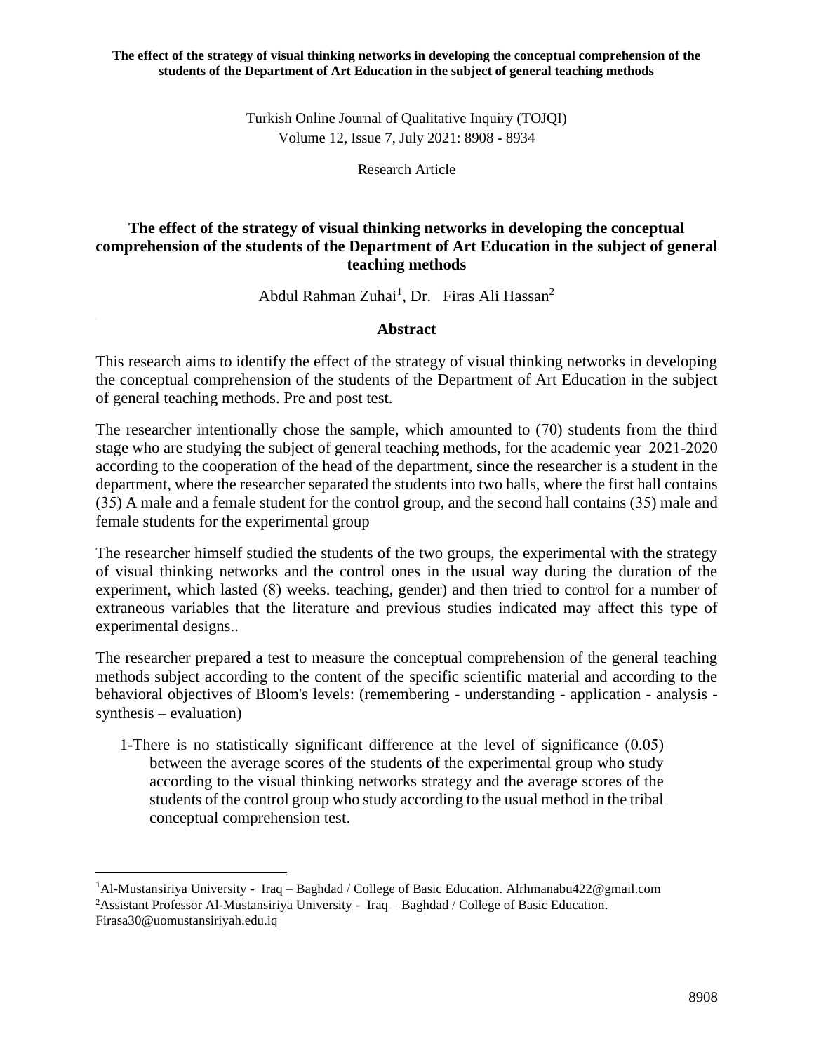# The effect of the strategy of visual thinking networks in developing the conceptual comprehension of the students of the Department of Art Education in the subject of general teaching methods

Abdul Rahman Zuhai[1], Dr. Firas Ali Hassan[2]

## Abstract

This research aims to identify the effect of the strategy of visual thinking networks in developing the conceptual comprehension of the students of the Department of Art Education in the subject of general teaching methods. Pre and post test.

The researcher intentionally chose the sample, which amounted to (70) students from the third stage who are studying the subject of general teaching methods, for the academic year 2021-2020 according to the cooperation of the head of the department, since the researcher is a student in the department, where the researcher separated the students into two halls, where the first hall contains (35) A male and a female student for the control group, and the second hall contains (35) male and female students for the experimental group

The researcher himself studied the students of the two groups, the experimental with the strategy of visual thinking networks and the control ones in the usual way during the duration of the experiment, which lasted (8) weeks. teaching, gender) and then tried to control for a number of extraneous variables that the literature and previous studies indicated may affect this type of experimental designs..

The researcher prepared a test to measure the conceptual comprehension of the general teaching methods subject according to the content of the specific scientific material and according to the behavioral objectives of Bloom's levels: (remembering - understanding - application - analysis - synthesis – evaluation)

1-There is no statistically significant difference at the level of significance (0.05) between the average scores of the students of the experimental group who study according to the visual thinking networks strategy and the average scores of the students of the control group who study according to the usual method in the tribal conceptual comprehension test.

---

[1] Al-Mustansiriya University - Iraq – Baghdad / College of Basic Education. Alrhmanabu422@gmail.com

[2] Assistant Professor Al-Mustansiriya University - Iraq – Baghdad / College of Basic Education. Firasa30@uomustansiriyah.edu.iq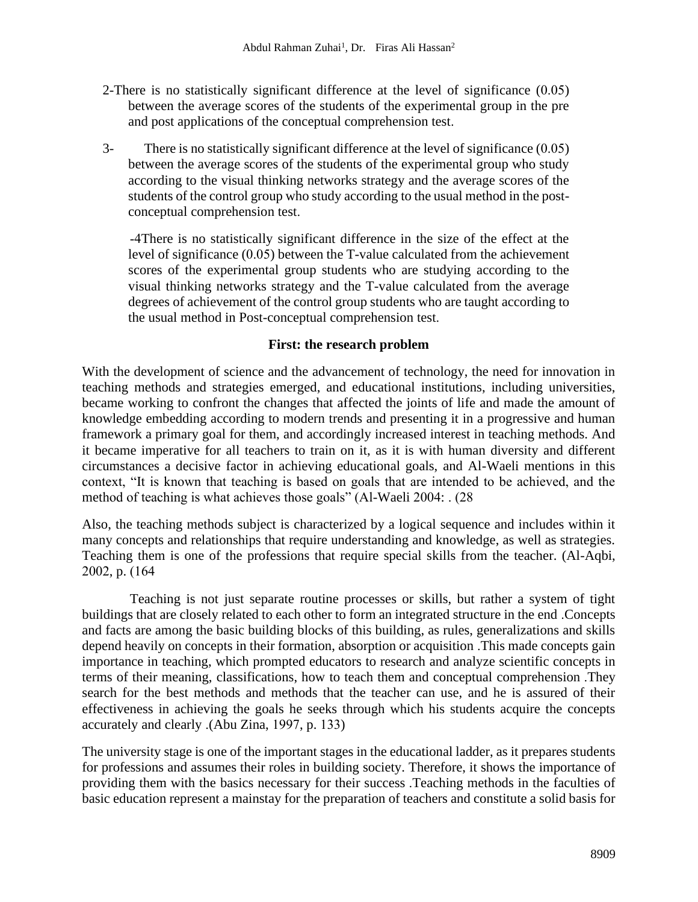2-There is no statistically significant difference at the level of significance (0.05) between the average scores of the students of the experimental group in the pre and post applications of the conceptual comprehension test.

3- There is no statistically significant difference at the level of significance (0.05) between the average scores of the students of the experimental group who study according to the visual thinking networks strategy and the average scores of the students of the control group who study according to the usual method in the post-conceptual comprehension test.

-4There is no statistically significant difference in the size of the effect at the level of significance (0.05) between the T-value calculated from the achievement scores of the experimental group students who are studying according to the visual thinking networks strategy and the T-value calculated from the average degrees of achievement of the control group students who are taught according to the usual method in Post-conceptual comprehension test.

## First: the research problem

With the development of science and the advancement of technology, the need for innovation in teaching methods and strategies emerged, and educational institutions, including universities, became working to confront the changes that affected the joints of life and made the amount of knowledge embedding according to modern trends and presenting it in a progressive and human framework a primary goal for them, and accordingly increased interest in teaching methods. And it became imperative for all teachers to train on it, as it is with human diversity and different circumstances a decisive factor in achieving educational goals, and Al-Waeli mentions in this context, "It is known that teaching is based on goals that are intended to be achieved, and the method of teaching is what achieves those goals" (Al-Waeli 2004: . (28

Also, the teaching methods subject is characterized by a logical sequence and includes within it many concepts and relationships that require understanding and knowledge, as well as strategies. Teaching them is one of the professions that require special skills from the teacher. (Al-Aqbi, 2002, p. (164

Teaching is not just separate routine processes or skills, but rather a system of tight buildings that are closely related to each other to form an integrated structure in the end .Concepts and facts are among the basic building blocks of this building, as rules, generalizations and skills depend heavily on concepts in their formation, absorption or acquisition .This made concepts gain importance in teaching, which prompted educators to research and analyze scientific concepts in terms of their meaning, classifications, how to teach them and conceptual comprehension .They search for the best methods and methods that the teacher can use, and he is assured of their effectiveness in achieving the goals he seeks through which his students acquire the concepts accurately and clearly .(Abu Zina, 1997, p. 133)

The university stage is one of the important stages in the educational ladder, as it prepares students for professions and assumes their roles in building society. Therefore, it shows the importance of providing them with the basics necessary for their success .Teaching methods in the faculties of basic education represent a mainstay for the preparation of teachers and constitute a solid basis for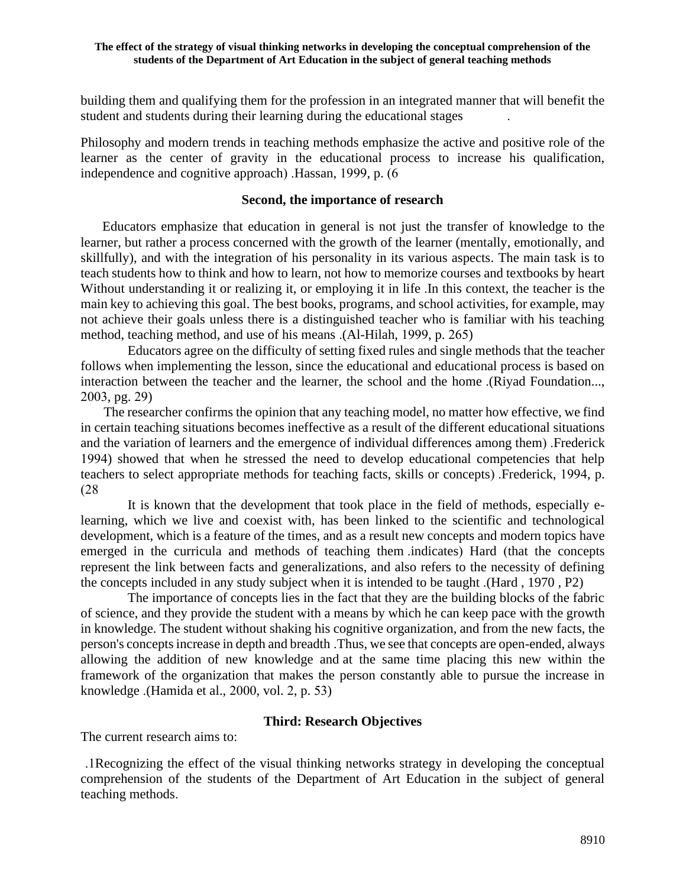building them and qualifying them for the profession in an integrated manner that will benefit the student and students during their learning during the educational stages .

Philosophy and modern trends in teaching methods emphasize the active and positive role of the learner as the center of gravity in the educational process to increase his qualification, independence and cognitive approach) .Hassan, 1999, p. (6

## Second, the importance of research

Educators emphasize that education in general is not just the transfer of knowledge to the learner, but rather a process concerned with the growth of the learner (mentally, emotionally, and skillfully), and with the integration of his personality in its various aspects. The main task is to teach students how to think and how to learn, not how to memorize courses and textbooks by heart Without understanding it or realizing it, or employing it in life .In this context, the teacher is the main key to achieving this goal. The best books, programs, and school activities, for example, may not achieve their goals unless there is a distinguished teacher who is familiar with his teaching method, teaching method, and use of his means .(Al-Hilah, 1999, p. 265)

Educators agree on the difficulty of setting fixed rules and single methods that the teacher follows when implementing the lesson, since the educational and educational process is based on interaction between the teacher and the learner, the school and the home .(Riyad Foundation..., 2003, pg. 29)

The researcher confirms the opinion that any teaching model, no matter how effective, we find in certain teaching situations becomes ineffective as a result of the different educational situations and the variation of learners and the emergence of individual differences among them) .Frederick 1994) showed that when he stressed the need to develop educational competencies that help teachers to select appropriate methods for teaching facts, skills or concepts) .Frederick, 1994, p. (28

It is known that the development that took place in the field of methods, especially e-learning, which we live and coexist with, has been linked to the scientific and technological development, which is a feature of the times, and as a result new concepts and modern topics have emerged in the curricula and methods of teaching them .indicates) Hard (that the concepts represent the link between facts and generalizations, and also refers to the necessity of defining the concepts included in any study subject when it is intended to be taught .(Hard , 1970 , P2)

The importance of concepts lies in the fact that they are the building blocks of the fabric of science, and they provide the student with a means by which he can keep pace with the growth in knowledge. The student without shaking his cognitive organization, and from the new facts, the person's concepts increase in depth and breadth .Thus, we see that concepts are open-ended, always allowing the addition of new knowledge and at the same time placing this new within the framework of the organization that makes the person constantly able to pursue the increase in knowledge .(Hamida et al., 2000, vol. 2, p. 53)

## Third: Research Objectives

The current research aims to:

.1Recognizing the effect of the visual thinking networks strategy in developing the conceptual comprehension of the students of the Department of Art Education in the subject of general teaching methods.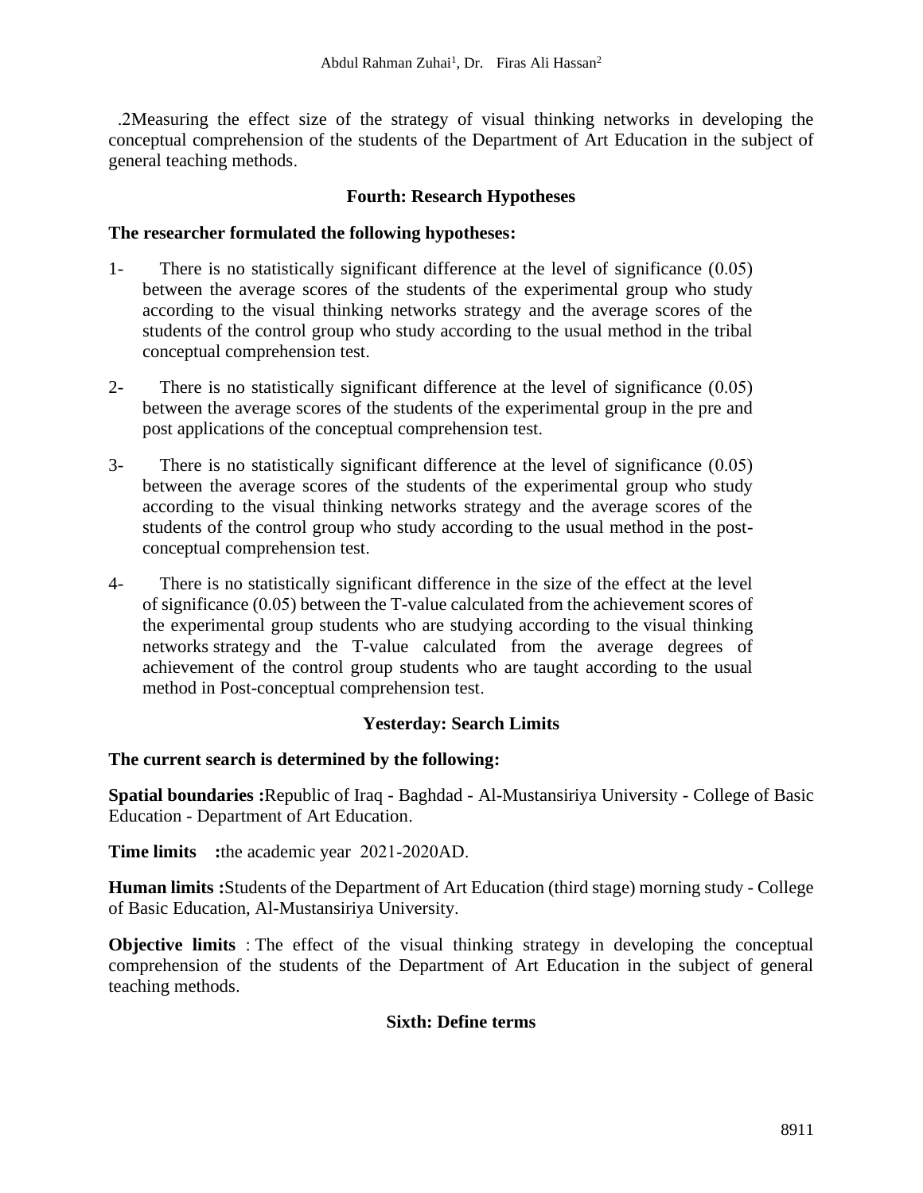.2Measuring the effect size of the strategy of visual thinking networks in developing the conceptual comprehension of the students of the Department of Art Education in the subject of general teaching methods.

## Fourth: Research Hypotheses

**The researcher formulated the following hypotheses:**

1- There is no statistically significant difference at the level of significance (0.05) between the average scores of the students of the experimental group who study according to the visual thinking networks strategy and the average scores of the students of the control group who study according to the usual method in the tribal conceptual comprehension test.

2- There is no statistically significant difference at the level of significance (0.05) between the average scores of the students of the experimental group in the pre and post applications of the conceptual comprehension test.

3- There is no statistically significant difference at the level of significance (0.05) between the average scores of the students of the experimental group who study according to the visual thinking networks strategy and the average scores of the students of the control group who study according to the usual method in the post-conceptual comprehension test.

4- There is no statistically significant difference in the size of the effect at the level of significance (0.05) between the T-value calculated from the achievement scores of the experimental group students who are studying according to the visual thinking networks strategy and the T-value calculated from the average degrees of achievement of the control group students who are taught according to the usual method in Post-conceptual comprehension test.

## Yesterday: Search Limits

**The current search is determined by the following:**

**Spatial boundaries :**Republic of Iraq - Baghdad - Al-Mustansiriya University - College of Basic Education - Department of Art Education.

**Time limits :**the academic year 2021-2020AD.

**Human limits :**Students of the Department of Art Education (third stage) morning study - College of Basic Education, Al-Mustansiriya University.

**Objective limits** : The effect of the visual thinking strategy in developing the conceptual comprehension of the students of the Department of Art Education in the subject of general teaching methods.

## Sixth: Define terms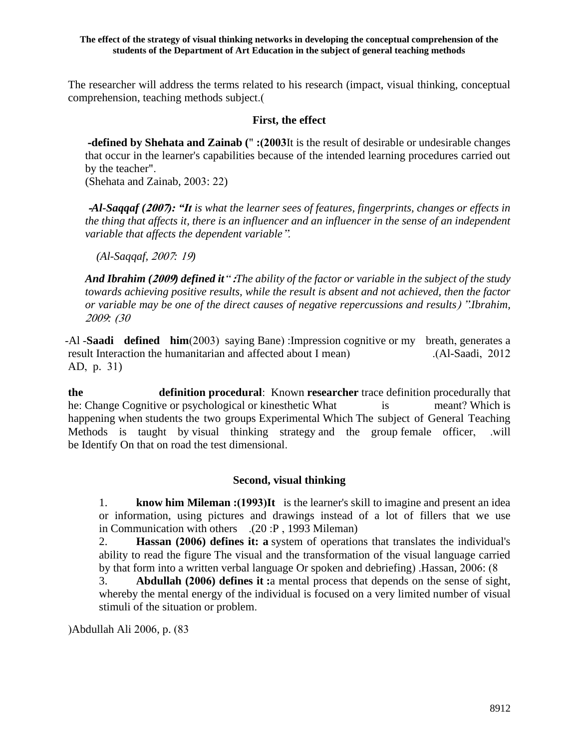The researcher will address the terms related to his research (impact, visual thinking, conceptual comprehension, teaching methods subject.(

### First, the effect

**-defined by Shehata and Zainab (" :(2003**It is the result of desirable or undesirable changes that occur in the learner's capabilities because of the intended learning procedures carried out by the teacher".
(Shehata and Zainab, 2003: 22)

***-Al-Saqqaf (2007): "It** is what the learner sees of features, fingerprints, changes or effects in the thing that affects it, there is an influencer and an influencer in the sense of an independent variable that affects the dependent variable".*

*(Al-Saqqaf, 2007: 19)*

***And Ibrahim (2009) defined it" :**The ability of the factor or variable in the subject of the study towards achieving positive results, while the result is absent and not achieved, then the factor or variable may be one of the direct causes of negative repercussions and results) ".Ibrahim, 2009: (30*

-Al -**Saadi defined him**(2003) saying Bane) :Impression cognitive or my breath, generates a result Interaction the humanitarian and affected about I mean) .(Al-Saadi, 2012 AD, p. 31)

**the definition procedural**: Known **researcher** trace definition procedurally that he: Change Cognitive or psychological or kinesthetic What is meant? Which is happening when students the two groups Experimental Which The subject of General Teaching Methods is taught by visual thinking strategy and the group female officer, .will be Identify On that on road the test dimensional.

### Second, visual thinking

1. **know him Mileman :(1993)It** is the learner's skill to imagine and present an idea or information, using pictures and drawings instead of a lot of fillers that we use in Communication with others .(20 :P , 1993 Mileman)
2. **Hassan (2006) defines it: a** system of operations that translates the individual's ability to read the figure The visual and the transformation of the visual language carried by that form into a written verbal language Or spoken and debriefing) .Hassan, 2006: (8
3. **Abdullah (2006) defines it :**a mental process that depends on the sense of sight, whereby the mental energy of the individual is focused on a very limited number of visual stimuli of the situation or problem.

)Abdullah Ali 2006, p. (83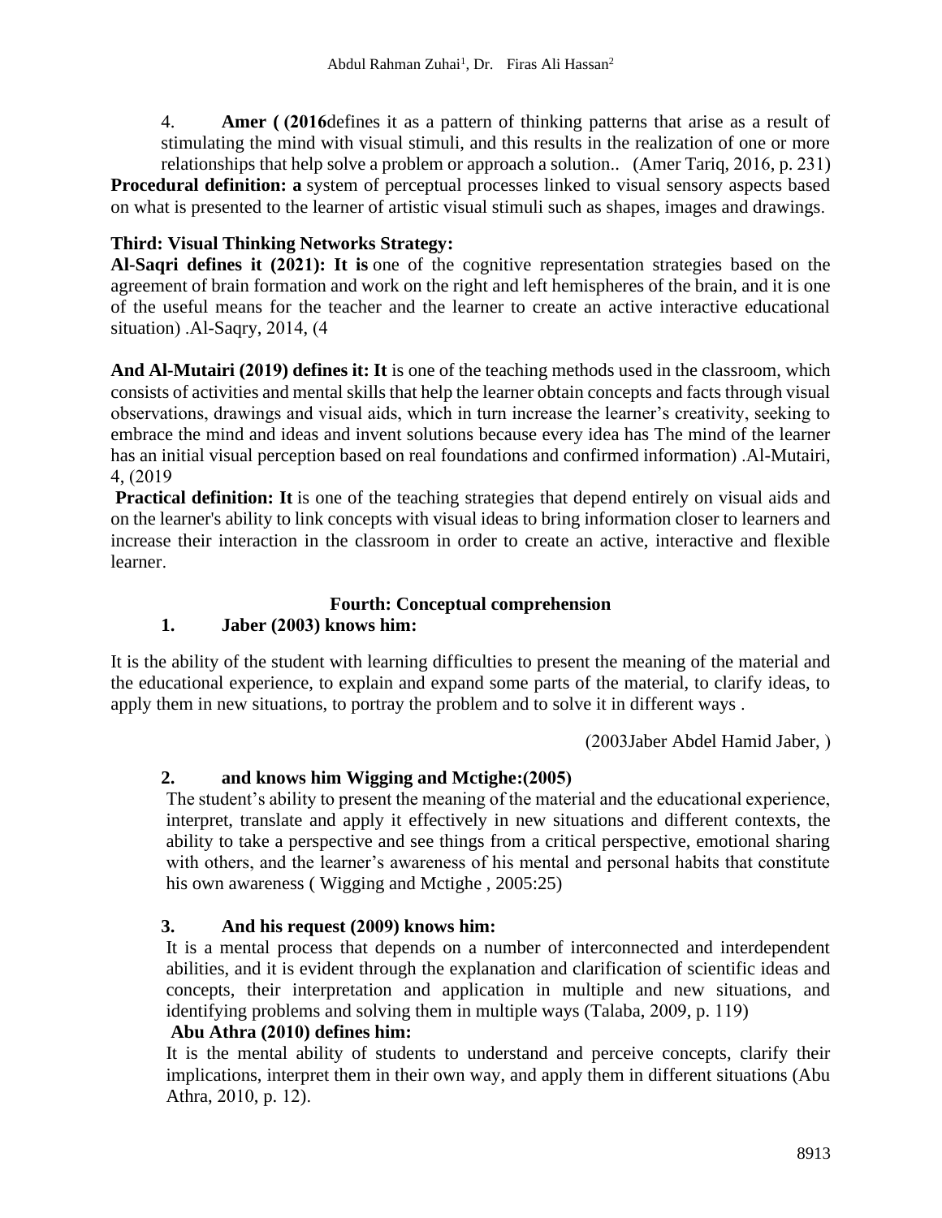4. **Amer ( (2016**defines it as a pattern of thinking patterns that arise as a result of stimulating the mind with visual stimuli, and this results in the realization of one or more relationships that help solve a problem or approach a solution.. (Amer Tariq, 2016, p. 231)

**Procedural definition: a** system of perceptual processes linked to visual sensory aspects based on what is presented to the learner of artistic visual stimuli such as shapes, images and drawings.

**Third: Visual Thinking Networks Strategy:**

**Al-Saqri defines it (2021): It is** one of the cognitive representation strategies based on the agreement of brain formation and work on the right and left hemispheres of the brain, and it is one of the useful means for the teacher and the learner to create an active interactive educational situation) .Al-Saqry, 2014, (4

**And Al-Mutairi (2019) defines it: It** is one of the teaching methods used in the classroom, which consists of activities and mental skills that help the learner obtain concepts and facts through visual observations, drawings and visual aids, which in turn increase the learner's creativity, seeking to embrace the mind and ideas and invent solutions because every idea has The mind of the learner has an initial visual perception based on real foundations and confirmed information) .Al-Mutairi, 4, (2019

**Practical definition: It** is one of the teaching strategies that depend entirely on visual aids and on the learner's ability to link concepts with visual ideas to bring information closer to learners and increase their interaction in the classroom in order to create an active, interactive and flexible learner.

**Fourth: Conceptual comprehension**

**1. Jaber (2003) knows him:**

It is the ability of the student with learning difficulties to present the meaning of the material and the educational experience, to explain and expand some parts of the material, to clarify ideas, to apply them in new situations, to portray the problem and to solve it in different ways .

(2003Jaber Abdel Hamid Jaber, )

**2. and knows him Wigging and Mctighe:(2005)**

The student's ability to present the meaning of the material and the educational experience, interpret, translate and apply it effectively in new situations and different contexts, the ability to take a perspective and see things from a critical perspective, emotional sharing with others, and the learner's awareness of his mental and personal habits that constitute his own awareness ( Wigging and Mctighe , 2005:25)

**3. And his request (2009) knows him:**

It is a mental process that depends on a number of interconnected and interdependent abilities, and it is evident through the explanation and clarification of scientific ideas and concepts, their interpretation and application in multiple and new situations, and identifying problems and solving them in multiple ways (Talaba, 2009, p. 119)

**Abu Athra (2010) defines him:**

It is the mental ability of students to understand and perceive concepts, clarify their implications, interpret them in their own way, and apply them in different situations (Abu Athra, 2010, p. 12).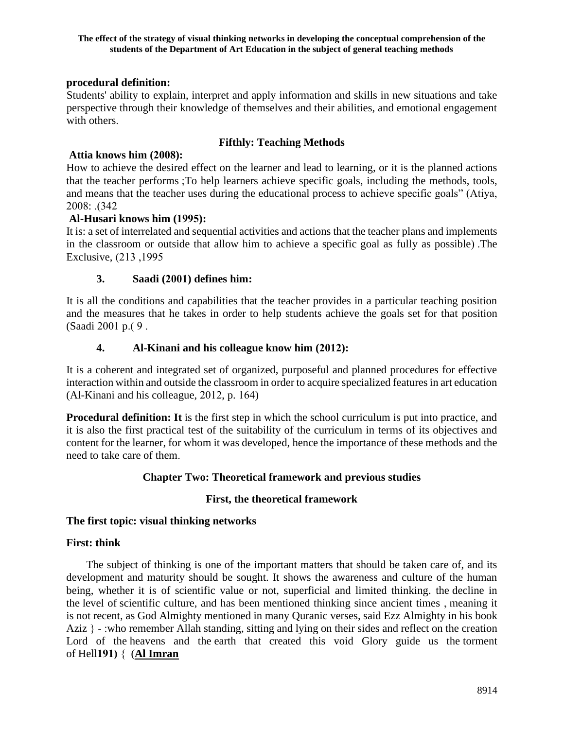**procedural definition:**

Students' ability to explain, interpret and apply information and skills in new situations and take perspective through their knowledge of themselves and their abilities, and emotional engagement with others.

## Fifthly: Teaching Methods

**Attia knows him (2008):**

How to achieve the desired effect on the learner and lead to learning, or it is the planned actions that the teacher performs ;To help learners achieve specific goals, including the methods, tools, and means that the teacher uses during the educational process to achieve specific goals" (Atiya, 2008: .(342

**Al-Husari knows him (1995):**

It is: a set of interrelated and sequential activities and actions that the teacher plans and implements in the classroom or outside that allow him to achieve a specific goal as fully as possible) .The Exclusive, (213 ,1995

**3. Saadi (2001) defines him:**

It is all the conditions and capabilities that the teacher provides in a particular teaching position and the measures that he takes in order to help students achieve the goals set for that position (Saadi 2001 p.( 9 .

**4. Al-Kinani and his colleague know him (2012):**

It is a coherent and integrated set of organized, purposeful and planned procedures for effective interaction within and outside the classroom in order to acquire specialized features in art education (Al-Kinani and his colleague, 2012, p. 164)

**Procedural definition: It** is the first step in which the school curriculum is put into practice, and it is also the first practical test of the suitability of the curriculum in terms of its objectives and content for the learner, for whom it was developed, hence the importance of these methods and the need to take care of them.

# Chapter Two: Theoretical framework and previous studies

## First, the theoretical framework

### The first topic: visual thinking networks

**First: think**

The subject of thinking is one of the important matters that should be taken care of, and its development and maturity should be sought. It shows the awareness and culture of the human being, whether it is of scientific value or not, superficial and limited thinking. the decline in the level of scientific culture, and has been mentioned thinking since ancient times , meaning it is not recent, as God Almighty mentioned in many Quranic verses, said Ezz Almighty in his book Aziz } - :who remember Allah standing, sitting and lying on their sides and reflect on the creation Lord of the heavens and the earth that created this void Glory guide us the torment of Hell**191)** { (**Al Imran**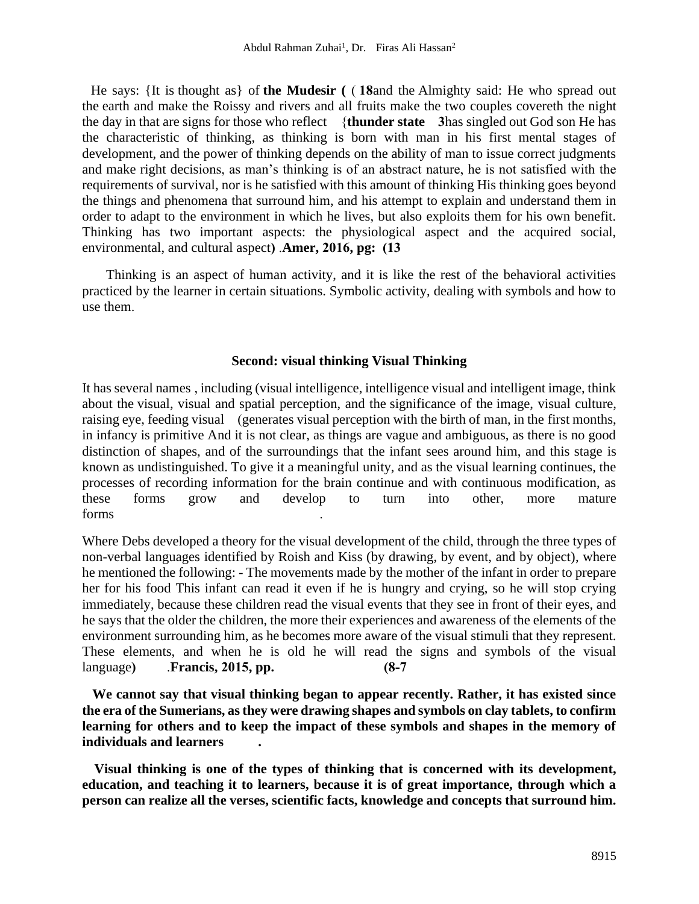He says: {It is thought as} of **the Mudesir (** ( **18**and the Almighty said: He who spread out the earth and make the Roissy and rivers and all fruits make the two couples covereth the night the day in that are signs for those who reflect {**thunder state 3**has singled out God son He has the characteristic of thinking, as thinking is born with man in his first mental stages of development, and the power of thinking depends on the ability of man to issue correct judgments and make right decisions, as man's thinking is of an abstract nature, he is not satisfied with the requirements of survival, nor is he satisfied with this amount of thinking His thinking goes beyond the things and phenomena that surround him, and his attempt to explain and understand them in order to adapt to the environment in which he lives, but also exploits them for his own benefit. Thinking has two important aspects: the physiological aspect and the acquired social, environmental, and cultural aspect**)** .**Amer, 2016, pg: (13**

Thinking is an aspect of human activity, and it is like the rest of the behavioral activities practiced by the learner in certain situations. Symbolic activity, dealing with symbols and how to use them.

### Second: visual thinking Visual Thinking

It has several names , including (visual intelligence, intelligence visual and intelligent image, think about the visual, visual and spatial perception, and the significance of the image, visual culture, raising eye, feeding visual (generates visual perception with the birth of man, in the first months, in infancy is primitive And it is not clear, as things are vague and ambiguous, as there is no good distinction of shapes, and of the surroundings that the infant sees around him, and this stage is known as undistinguished. To give it a meaningful unity, and as the visual learning continues, the processes of recording information for the brain continue and with continuous modification, as these forms grow and develop to turn into other, more mature forms .

Where Debs developed a theory for the visual development of the child, through the three types of non-verbal languages identified by Roish and Kiss (by drawing, by event, and by object), where he mentioned the following: - The movements made by the mother of the infant in order to prepare her for his food This infant can read it even if he is hungry and crying, so he will stop crying immediately, because these children read the visual events that they see in front of their eyes, and he says that the older the children, the more their experiences and awareness of the elements of the environment surrounding him, as he becomes more aware of the visual stimuli that they represent. These elements, and when he is old he will read the signs and symbols of the visual language**)** .**Francis, 2015, pp. (8-7**

**We cannot say that visual thinking began to appear recently. Rather, it has existed since the era of the Sumerians, as they were drawing shapes and symbols on clay tablets, to confirm learning for others and to keep the impact of these symbols and shapes in the memory of individuals and learners .**

**Visual thinking is one of the types of thinking that is concerned with its development, education, and teaching it to learners, because it is of great importance, through which a person can realize all the verses, scientific facts, knowledge and concepts that surround him.**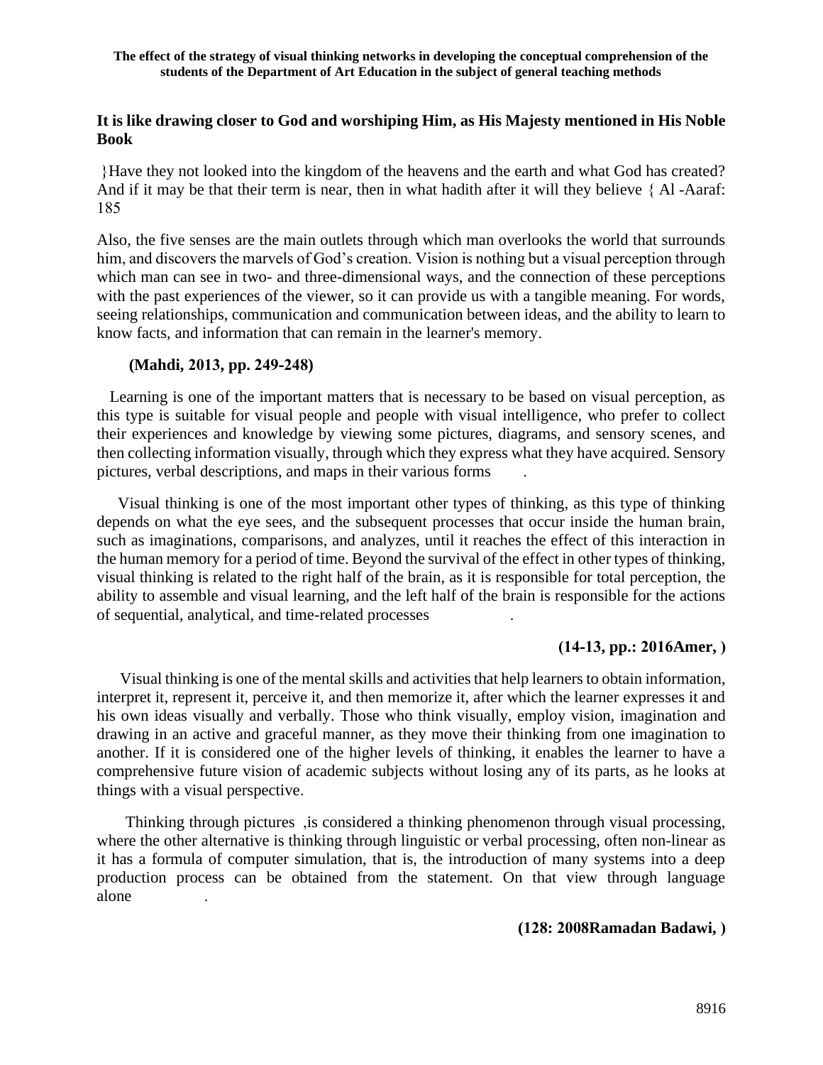**It is like drawing closer to God and worshiping Him, as His Majesty mentioned in His Noble Book**

}Have they not looked into the kingdom of the heavens and the earth and what God has created? And if it may be that their term is near, then in what hadith after it will they believe { Al -Aaraf: 185

Also, the five senses are the main outlets through which man overlooks the world that surrounds him, and discovers the marvels of God's creation. Vision is nothing but a visual perception through which man can see in two- and three-dimensional ways, and the connection of these perceptions with the past experiences of the viewer, so it can provide us with a tangible meaning. For words, seeing relationships, communication and communication between ideas, and the ability to learn to know facts, and information that can remain in the learner's memory.

**(Mahdi, 2013, pp. 249-248)**

Learning is one of the important matters that is necessary to be based on visual perception, as this type is suitable for visual people and people with visual intelligence, who prefer to collect their experiences and knowledge by viewing some pictures, diagrams, and sensory scenes, and then collecting information visually, through which they express what they have acquired. Sensory pictures, verbal descriptions, and maps in their various forms .

Visual thinking is one of the most important other types of thinking, as this type of thinking depends on what the eye sees, and the subsequent processes that occur inside the human brain, such as imaginations, comparisons, and analyzes, until it reaches the effect of this interaction in the human memory for a period of time. Beyond the survival of the effect in other types of thinking, visual thinking is related to the right half of the brain, as it is responsible for total perception, the ability to assemble and visual learning, and the left half of the brain is responsible for the actions of sequential, analytical, and time-related processes .

**(14-13, pp.: 2016Amer, )**

Visual thinking is one of the mental skills and activities that help learners to obtain information, interpret it, represent it, perceive it, and then memorize it, after which the learner expresses it and his own ideas visually and verbally. Those who think visually, employ vision, imagination and drawing in an active and graceful manner, as they move their thinking from one imagination to another. If it is considered one of the higher levels of thinking, it enables the learner to have a comprehensive future vision of academic subjects without losing any of its parts, as he looks at things with a visual perspective.

Thinking through pictures ,is considered a thinking phenomenon through visual processing, where the other alternative is thinking through linguistic or verbal processing, often non-linear as it has a formula of computer simulation, that is, the introduction of many systems into a deep production process can be obtained from the statement. On that view through language alone .

**(128: 2008Ramadan Badawi, )**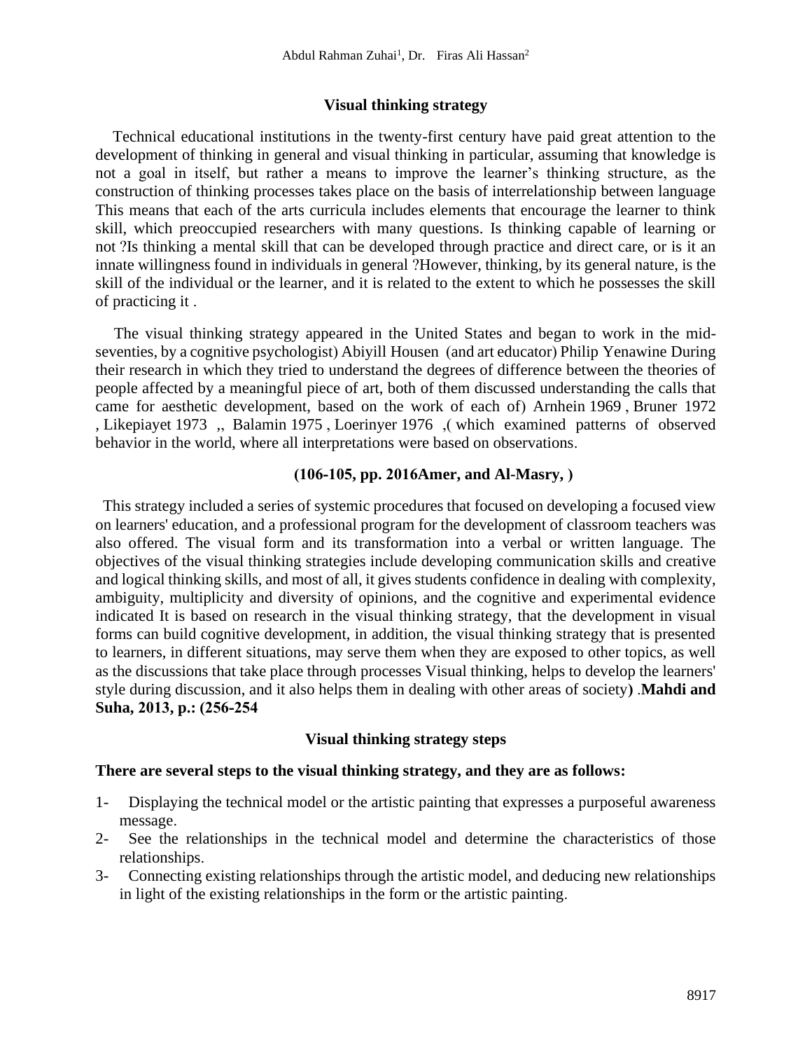### Visual thinking strategy

Technical educational institutions in the twenty-first century have paid great attention to the development of thinking in general and visual thinking in particular, assuming that knowledge is not a goal in itself, but rather a means to improve the learner's thinking structure, as the construction of thinking processes takes place on the basis of interrelationship between language This means that each of the arts curricula includes elements that encourage the learner to think skill, which preoccupied researchers with many questions. Is thinking capable of learning or not ?Is thinking a mental skill that can be developed through practice and direct care, or is it an innate willingness found in individuals in general ?However, thinking, by its general nature, is the skill of the individual or the learner, and it is related to the extent to which he possesses the skill of practicing it .

The visual thinking strategy appeared in the United States and began to work in the mid-seventies, by a cognitive psychologist) Abiyill Housen (and art educator) Philip Yenawine During their research in which they tried to understand the degrees of difference between the theories of people affected by a meaningful piece of art, both of them discussed understanding the calls that came for aesthetic development, based on the work of each of) Arnhein 1969 , Bruner 1972 , Likepiayet 1973 ,, Balamin 1975 , Loerinyer 1976 ,( which examined patterns of observed behavior in the world, where all interpretations were based on observations.

**(106-105, pp. 2016Amer, and Al-Masry, )**

This strategy included a series of systemic procedures that focused on developing a focused view on learners' education, and a professional program for the development of classroom teachers was also offered. The visual form and its transformation into a verbal or written language. The objectives of the visual thinking strategies include developing communication skills and creative and logical thinking skills, and most of all, it gives students confidence in dealing with complexity, ambiguity, multiplicity and diversity of opinions, and the cognitive and experimental evidence indicated It is based on research in the visual thinking strategy, that the development in visual forms can build cognitive development, in addition, the visual thinking strategy that is presented to learners, in different situations, may serve them when they are exposed to other topics, as well as the discussions that take place through processes Visual thinking, helps to develop the learners' style during discussion, and it also helps them in dealing with other areas of society**)** .**Mahdi and Suha, 2013, p.: (256-254**

### Visual thinking strategy steps

**There are several steps to the visual thinking strategy, and they are as follows:**

1- Displaying the technical model or the artistic painting that expresses a purposeful awareness message.
2- See the relationships in the technical model and determine the characteristics of those relationships.
3- Connecting existing relationships through the artistic model, and deducing new relationships in light of the existing relationships in the form or the artistic painting.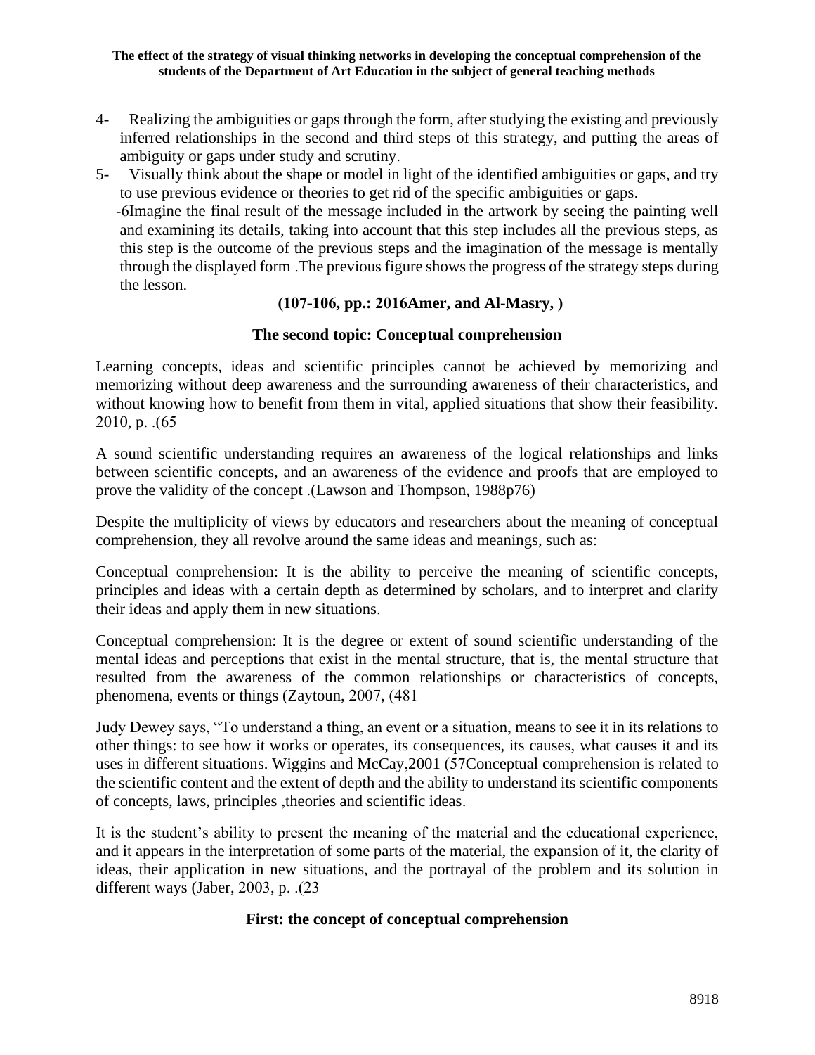4- Realizing the ambiguities or gaps through the form, after studying the existing and previously inferred relationships in the second and third steps of this strategy, and putting the areas of ambiguity or gaps under study and scrutiny.

5- Visually think about the shape or model in light of the identified ambiguities or gaps, and try to use previous evidence or theories to get rid of the specific ambiguities or gaps.

-6Imagine the final result of the message included in the artwork by seeing the painting well and examining its details, taking into account that this step includes all the previous steps, as this step is the outcome of the previous steps and the imagination of the message is mentally through the displayed form .The previous figure shows the progress of the strategy steps during the lesson.

**(107-106, pp.: 2016Amer, and Al-Masry, )**

### The second topic: Conceptual comprehension

Learning concepts, ideas and scientific principles cannot be achieved by memorizing and memorizing without deep awareness and the surrounding awareness of their characteristics, and without knowing how to benefit from them in vital, applied situations that show their feasibility. 2010, p. .(65

A sound scientific understanding requires an awareness of the logical relationships and links between scientific concepts, and an awareness of the evidence and proofs that are employed to prove the validity of the concept .(Lawson and Thompson, 1988p76)

Despite the multiplicity of views by educators and researchers about the meaning of conceptual comprehension, they all revolve around the same ideas and meanings, such as:

Conceptual comprehension: It is the ability to perceive the meaning of scientific concepts, principles and ideas with a certain depth as determined by scholars, and to interpret and clarify their ideas and apply them in new situations.

Conceptual comprehension: It is the degree or extent of sound scientific understanding of the mental ideas and perceptions that exist in the mental structure, that is, the mental structure that resulted from the awareness of the common relationships or characteristics of concepts, phenomena, events or things (Zaytoun, 2007, (481

Judy Dewey says, “To understand a thing, an event or a situation, means to see it in its relations to other things: to see how it works or operates, its consequences, its causes, what causes it and its uses in different situations. Wiggins and McCay,2001 (57Conceptual comprehension is related to the scientific content and the extent of depth and the ability to understand its scientific components of concepts, laws, principles ,theories and scientific ideas.

It is the student’s ability to present the meaning of the material and the educational experience, and it appears in the interpretation of some parts of the material, the expansion of it, the clarity of ideas, their application in new situations, and the portrayal of the problem and its solution in different ways (Jaber, 2003, p. .(23

### First: the concept of conceptual comprehension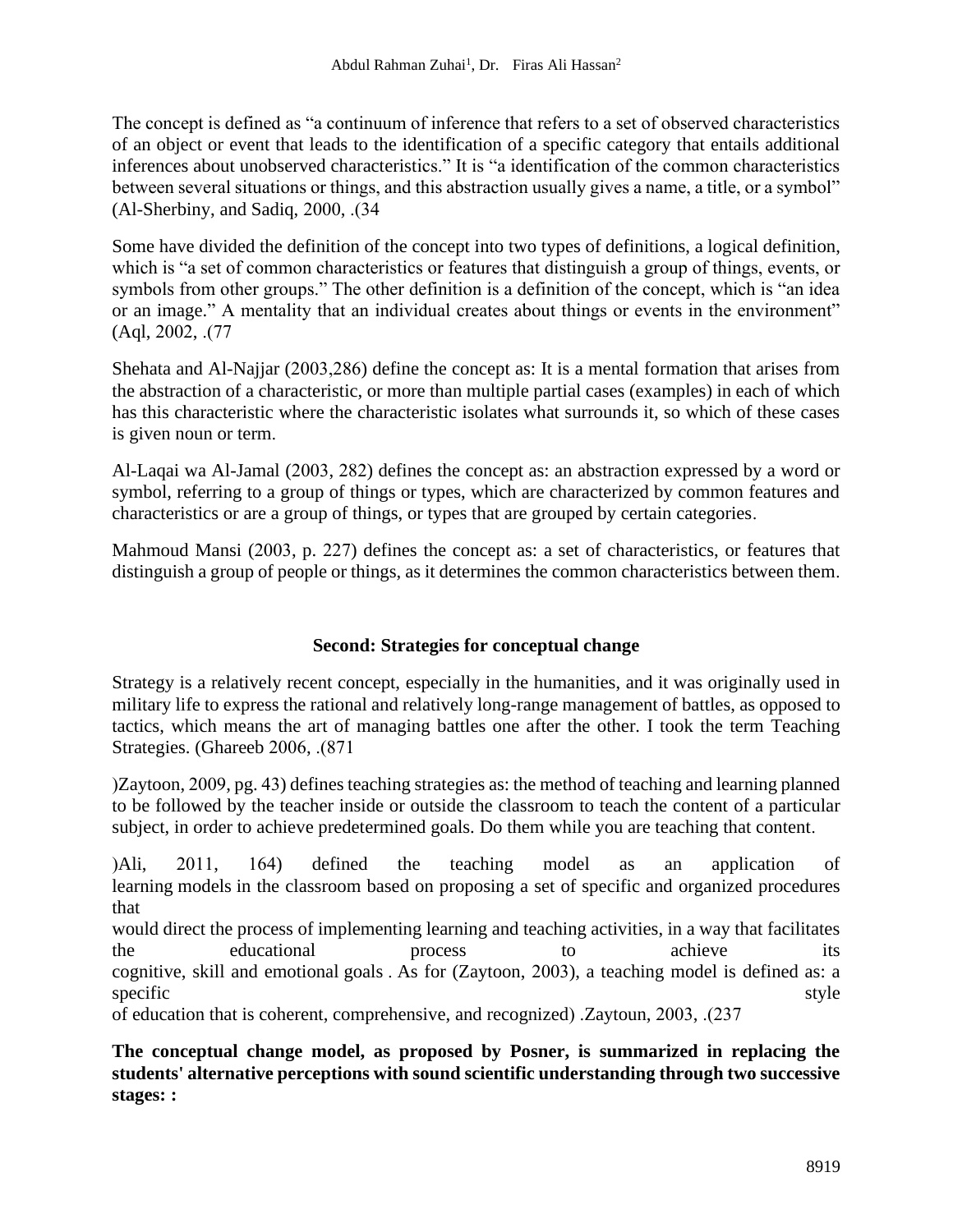The concept is defined as "a continuum of inference that refers to a set of observed characteristics of an object or event that leads to the identification of a specific category that entails additional inferences about unobserved characteristics." It is "a identification of the common characteristics between several situations or things, and this abstraction usually gives a name, a title, or a symbol" (Al-Sherbiny, and Sadiq, 2000, .(34

Some have divided the definition of the concept into two types of definitions, a logical definition, which is "a set of common characteristics or features that distinguish a group of things, events, or symbols from other groups." The other definition is a definition of the concept, which is "an idea or an image." A mentality that an individual creates about things or events in the environment" (Aql, 2002, .(77

Shehata and Al-Najjar (2003,286) define the concept as: It is a mental formation that arises from the abstraction of a characteristic, or more than multiple partial cases (examples) in each of which has this characteristic where the characteristic isolates what surrounds it, so which of these cases is given noun or term.

Al-Laqai wa Al-Jamal (2003, 282) defines the concept as: an abstraction expressed by a word or symbol, referring to a group of things or types, which are characterized by common features and characteristics or are a group of things, or types that are grouped by certain categories.

Mahmoud Mansi (2003, p. 227) defines the concept as: a set of characteristics, or features that distinguish a group of people or things, as it determines the common characteristics between them.

## Second: Strategies for conceptual change

Strategy is a relatively recent concept, especially in the humanities, and it was originally used in military life to express the rational and relatively long-range management of battles, as opposed to tactics, which means the art of managing battles one after the other. I took the term Teaching Strategies. (Ghareeb 2006, .(871

)Zaytoon, 2009, pg. 43) defines teaching strategies as: the method of teaching and learning planned to be followed by the teacher inside or outside the classroom to teach the content of a particular subject, in order to achieve predetermined goals. Do them while you are teaching that content.

)Ali, 2011, 164) defined the teaching model as an application of learning models in the classroom based on proposing a set of specific and organized procedures that would direct the process of implementing learning and teaching activities, in a way that facilitates the educational process to achieve its cognitive, skill and emotional goals . As for (Zaytoon, 2003), a teaching model is defined as: a specific style of education that is coherent, comprehensive, and recognized) .Zaytoun, 2003, .(237

**The conceptual change model, as proposed by Posner, is summarized in replacing the students' alternative perceptions with sound scientific understanding through two successive stages: :**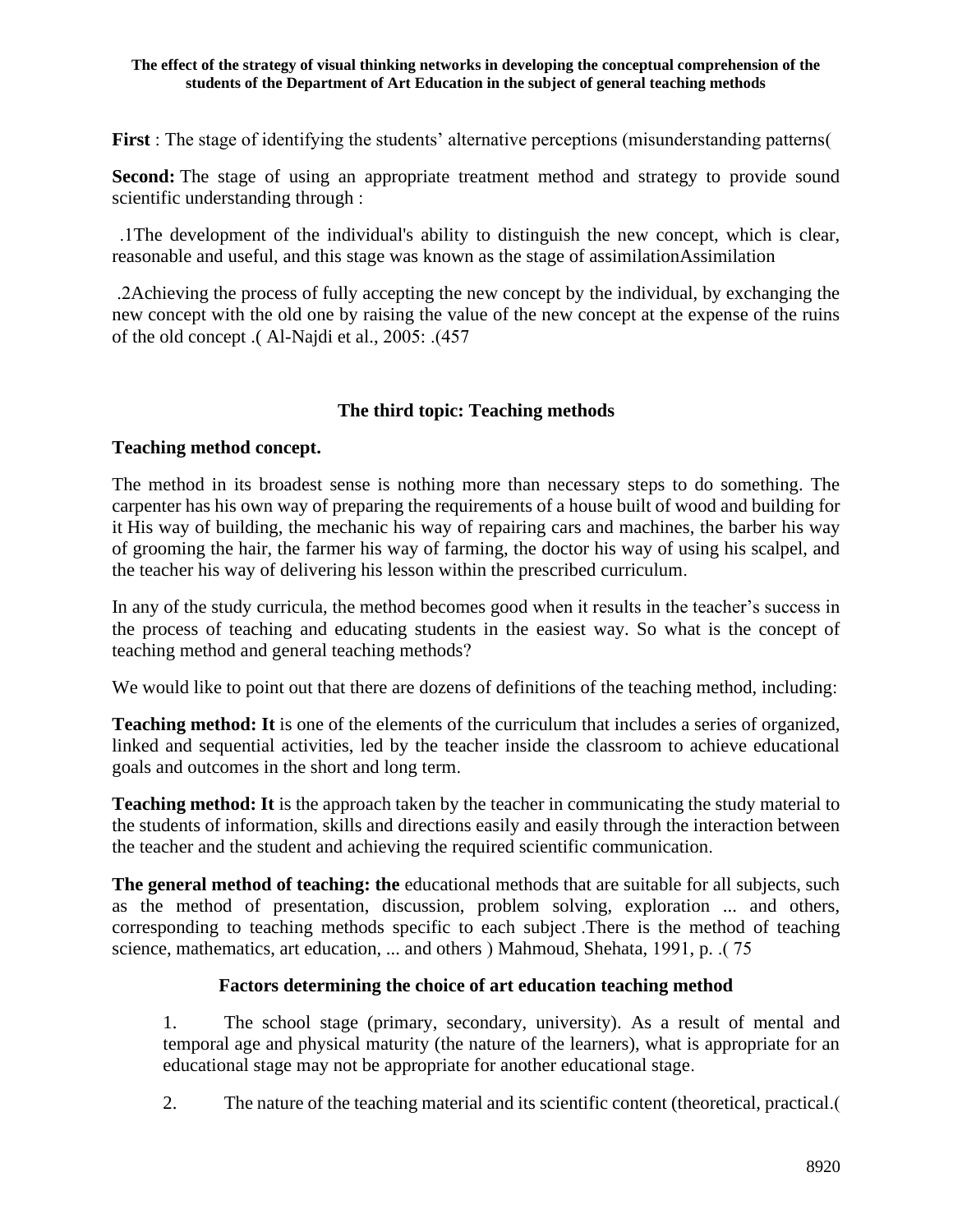**First** : The stage of identifying the students' alternative perceptions (misunderstanding patterns(

**Second:** The stage of using an appropriate treatment method and strategy to provide sound scientific understanding through :

.1The development of the individual's ability to distinguish the new concept, which is clear, reasonable and useful, and this stage was known as the stage of assimilationAssimilation

.2Achieving the process of fully accepting the new concept by the individual, by exchanging the new concept with the old one by raising the value of the new concept at the expense of the ruins of the old concept .( Al-Najdi et al., 2005: .(457

## The third topic: Teaching methods

**Teaching method concept.**

The method in its broadest sense is nothing more than necessary steps to do something. The carpenter has his own way of preparing the requirements of a house built of wood and building for it His way of building, the mechanic his way of repairing cars and machines, the barber his way of grooming the hair, the farmer his way of farming, the doctor his way of using his scalpel, and the teacher his way of delivering his lesson within the prescribed curriculum.

In any of the study curricula, the method becomes good when it results in the teacher's success in the process of teaching and educating students in the easiest way. So what is the concept of teaching method and general teaching methods?

We would like to point out that there are dozens of definitions of the teaching method, including:

**Teaching method: It** is one of the elements of the curriculum that includes a series of organized, linked and sequential activities, led by the teacher inside the classroom to achieve educational goals and outcomes in the short and long term.

**Teaching method: It** is the approach taken by the teacher in communicating the study material to the students of information, skills and directions easily and easily through the interaction between the teacher and the student and achieving the required scientific communication.

**The general method of teaching: the** educational methods that are suitable for all subjects, such as the method of presentation, discussion, problem solving, exploration ... and others, corresponding to teaching methods specific to each subject .There is the method of teaching science, mathematics, art education, ... and others ) Mahmoud, Shehata, 1991, p. .( 75

**Factors determining the choice of art education teaching method**

1. The school stage (primary, secondary, university). As a result of mental and temporal age and physical maturity (the nature of the learners), what is appropriate for an educational stage may not be appropriate for another educational stage.

2. The nature of the teaching material and its scientific content (theoretical, practical.(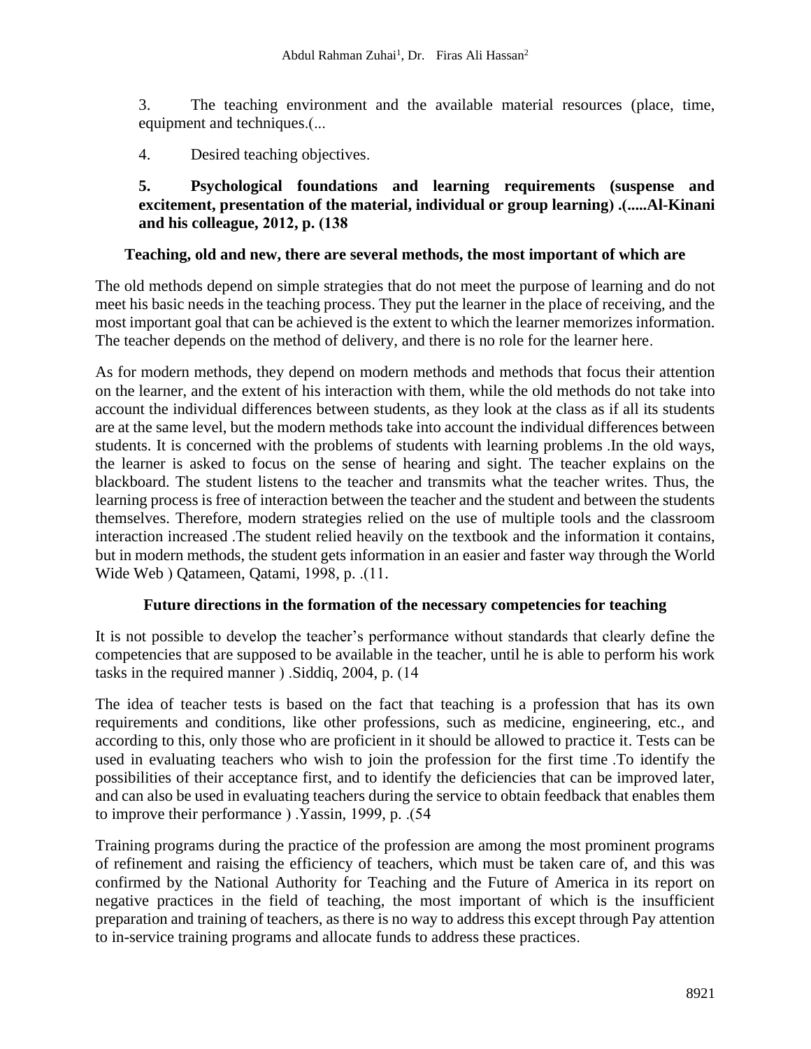3. The teaching environment and the available material resources (place, time, equipment and techniques.(...

4. Desired teaching objectives.

**5. Psychological foundations and learning requirements (suspense and excitement, presentation of the material, individual or group learning) .(.....Al-Kinani and his colleague, 2012, p. (138**

**Teaching, old and new, there are several methods, the most important of which are**

The old methods depend on simple strategies that do not meet the purpose of learning and do not meet his basic needs in the teaching process. They put the learner in the place of receiving, and the most important goal that can be achieved is the extent to which the learner memorizes information. The teacher depends on the method of delivery, and there is no role for the learner here.

As for modern methods, they depend on modern methods and methods that focus their attention on the learner, and the extent of his interaction with them, while the old methods do not take into account the individual differences between students, as they look at the class as if all its students are at the same level, but the modern methods take into account the individual differences between students. It is concerned with the problems of students with learning problems .In the old ways, the learner is asked to focus on the sense of hearing and sight. The teacher explains on the blackboard. The student listens to the teacher and transmits what the teacher writes. Thus, the learning process is free of interaction between the teacher and the student and between the students themselves. Therefore, modern strategies relied on the use of multiple tools and the classroom interaction increased .The student relied heavily on the textbook and the information it contains, but in modern methods, the student gets information in an easier and faster way through the World Wide Web ) Qatameen, Qatami, 1998, p. .(11.

**Future directions in the formation of the necessary competencies for teaching**

It is not possible to develop the teacher's performance without standards that clearly define the competencies that are supposed to be available in the teacher, until he is able to perform his work tasks in the required manner ) .Siddiq, 2004, p. (14

The idea of teacher tests is based on the fact that teaching is a profession that has its own requirements and conditions, like other professions, such as medicine, engineering, etc., and according to this, only those who are proficient in it should be allowed to practice it. Tests can be used in evaluating teachers who wish to join the profession for the first time .To identify the possibilities of their acceptance first, and to identify the deficiencies that can be improved later, and can also be used in evaluating teachers during the service to obtain feedback that enables them to improve their performance ) .Yassin, 1999, p. .(54

Training programs during the practice of the profession are among the most prominent programs of refinement and raising the efficiency of teachers, which must be taken care of, and this was confirmed by the National Authority for Teaching and the Future of America in its report on negative practices in the field of teaching, the most important of which is the insufficient preparation and training of teachers, as there is no way to address this except through Pay attention to in-service training programs and allocate funds to address these practices.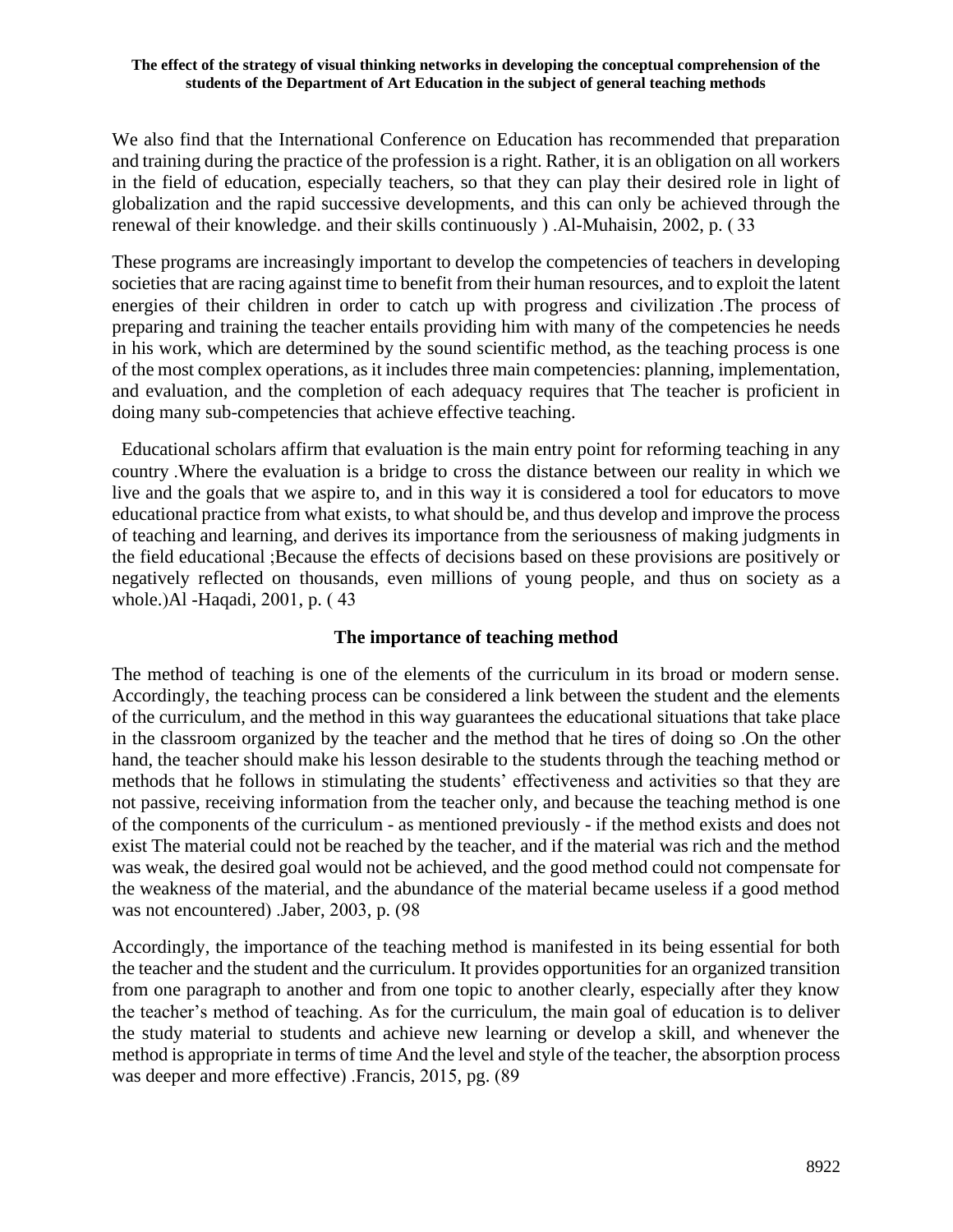We also find that the International Conference on Education has recommended that preparation and training during the practice of the profession is a right. Rather, it is an obligation on all workers in the field of education, especially teachers, so that they can play their desired role in light of globalization and the rapid successive developments, and this can only be achieved through the renewal of their knowledge. and their skills continuously ) .Al-Muhaisin, 2002, p. ( 33

These programs are increasingly important to develop the competencies of teachers in developing societies that are racing against time to benefit from their human resources, and to exploit the latent energies of their children in order to catch up with progress and civilization .The process of preparing and training the teacher entails providing him with many of the competencies he needs in his work, which are determined by the sound scientific method, as the teaching process is one of the most complex operations, as it includes three main competencies: planning, implementation, and evaluation, and the completion of each adequacy requires that The teacher is proficient in doing many sub-competencies that achieve effective teaching.

Educational scholars affirm that evaluation is the main entry point for reforming teaching in any country .Where the evaluation is a bridge to cross the distance between our reality in which we live and the goals that we aspire to, and in this way it is considered a tool for educators to move educational practice from what exists, to what should be, and thus develop and improve the process of teaching and learning, and derives its importance from the seriousness of making judgments in the field educational ;Because the effects of decisions based on these provisions are positively or negatively reflected on thousands, even millions of young people, and thus on society as a whole.)Al -Haqadi, 2001, p. ( 43

## The importance of teaching method

The method of teaching is one of the elements of the curriculum in its broad or modern sense. Accordingly, the teaching process can be considered a link between the student and the elements of the curriculum, and the method in this way guarantees the educational situations that take place in the classroom organized by the teacher and the method that he tires of doing so .On the other hand, the teacher should make his lesson desirable to the students through the teaching method or methods that he follows in stimulating the students' effectiveness and activities so that they are not passive, receiving information from the teacher only, and because the teaching method is one of the components of the curriculum - as mentioned previously - if the method exists and does not exist The material could not be reached by the teacher, and if the material was rich and the method was weak, the desired goal would not be achieved, and the good method could not compensate for the weakness of the material, and the abundance of the material became useless if a good method was not encountered) .Jaber, 2003, p. (98

Accordingly, the importance of the teaching method is manifested in its being essential for both the teacher and the student and the curriculum. It provides opportunities for an organized transition from one paragraph to another and from one topic to another clearly, especially after they know the teacher's method of teaching. As for the curriculum, the main goal of education is to deliver the study material to students and achieve new learning or develop a skill, and whenever the method is appropriate in terms of time And the level and style of the teacher, the absorption process was deeper and more effective) .Francis, 2015, pg. (89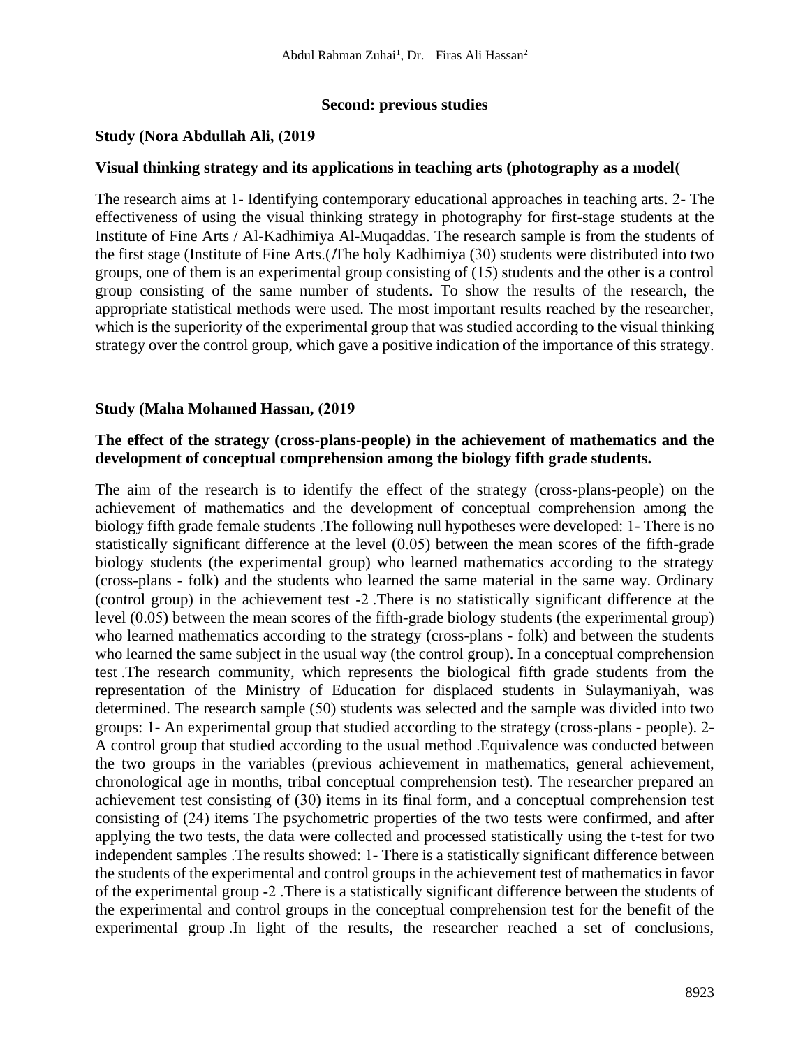### Second: previous studies

**Study (Nora Abdullah Ali, (2019**

**Visual thinking strategy and its applications in teaching arts (photography as a model(**

The research aims at 1- Identifying contemporary educational approaches in teaching arts. 2- The effectiveness of using the visual thinking strategy in photography for first-stage students at the Institute of Fine Arts / Al-Kadhimiya Al-Muqaddas. The research sample is from the students of the first stage (Institute of Fine Arts.(/The holy Kadhimiya (30) students were distributed into two groups, one of them is an experimental group consisting of (15) students and the other is a control group consisting of the same number of students. To show the results of the research, the appropriate statistical methods were used. The most important results reached by the researcher, which is the superiority of the experimental group that was studied according to the visual thinking strategy over the control group, which gave a positive indication of the importance of this strategy.

**Study (Maha Mohamed Hassan, (2019**

**The effect of the strategy (cross-plans-people) in the achievement of mathematics and the development of conceptual comprehension among the biology fifth grade students.**

The aim of the research is to identify the effect of the strategy (cross-plans-people) on the achievement of mathematics and the development of conceptual comprehension among the biology fifth grade female students .The following null hypotheses were developed: 1- There is no statistically significant difference at the level (0.05) between the mean scores of the fifth-grade biology students (the experimental group) who learned mathematics according to the strategy (cross-plans - folk) and the students who learned the same material in the same way. Ordinary (control group) in the achievement test -2 .There is no statistically significant difference at the level (0.05) between the mean scores of the fifth-grade biology students (the experimental group) who learned mathematics according to the strategy (cross-plans - folk) and between the students who learned the same subject in the usual way (the control group). In a conceptual comprehension test .The research community, which represents the biological fifth grade students from the representation of the Ministry of Education for displaced students in Sulaymaniyah, was determined. The research sample (50) students was selected and the sample was divided into two groups: 1- An experimental group that studied according to the strategy (cross-plans - people). 2- A control group that studied according to the usual method .Equivalence was conducted between the two groups in the variables (previous achievement in mathematics, general achievement, chronological age in months, tribal conceptual comprehension test). The researcher prepared an achievement test consisting of (30) items in its final form, and a conceptual comprehension test consisting of (24) items The psychometric properties of the two tests were confirmed, and after applying the two tests, the data were collected and processed statistically using the t-test for two independent samples .The results showed: 1- There is a statistically significant difference between the students of the experimental and control groups in the achievement test of mathematics in favor of the experimental group -2 .There is a statistically significant difference between the students of the experimental and control groups in the conceptual comprehension test for the benefit of the experimental group .In light of the results, the researcher reached a set of conclusions,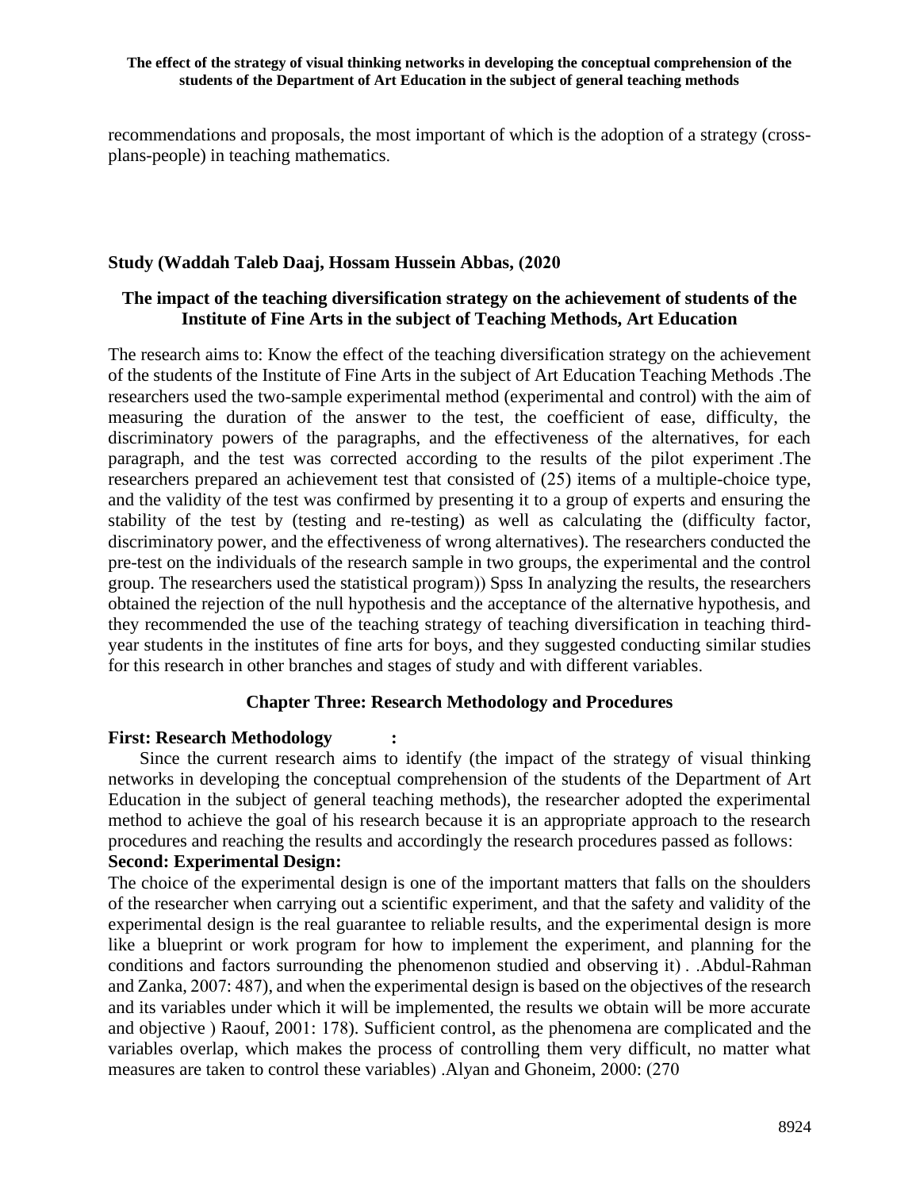recommendations and proposals, the most important of which is the adoption of a strategy (cross-plans-people) in teaching mathematics.

**Study (Waddah Taleb Daaj, Hossam Hussein Abbas, (2020**

**The impact of the teaching diversification strategy on the achievement of students of the Institute of Fine Arts in the subject of Teaching Methods, Art Education**

The research aims to: Know the effect of the teaching diversification strategy on the achievement of the students of the Institute of Fine Arts in the subject of Art Education Teaching Methods .The researchers used the two-sample experimental method (experimental and control) with the aim of measuring the duration of the answer to the test, the coefficient of ease, difficulty, the discriminatory powers of the paragraphs, and the effectiveness of the alternatives, for each paragraph, and the test was corrected according to the results of the pilot experiment .The researchers prepared an achievement test that consisted of (25) items of a multiple-choice type, and the validity of the test was confirmed by presenting it to a group of experts and ensuring the stability of the test by (testing and re-testing) as well as calculating the (difficulty factor, discriminatory power, and the effectiveness of wrong alternatives). The researchers conducted the pre-test on the individuals of the research sample in two groups, the experimental and the control group. The researchers used the statistical program)) Spss In analyzing the results, the researchers obtained the rejection of the null hypothesis and the acceptance of the alternative hypothesis, and they recommended the use of the teaching strategy of teaching diversification in teaching third-year students in the institutes of fine arts for boys, and they suggested conducting similar studies for this research in other branches and stages of study and with different variables.

## Chapter Three: Research Methodology and Procedures

**First: Research Methodology :**

Since the current research aims to identify (the impact of the strategy of visual thinking networks in developing the conceptual comprehension of the students of the Department of Art Education in the subject of general teaching methods), the researcher adopted the experimental method to achieve the goal of his research because it is an appropriate approach to the research procedures and reaching the results and accordingly the research procedures passed as follows:

**Second: Experimental Design:**

The choice of the experimental design is one of the important matters that falls on the shoulders of the researcher when carrying out a scientific experiment, and that the safety and validity of the experimental design is the real guarantee to reliable results, and the experimental design is more like a blueprint or work program for how to implement the experiment, and planning for the conditions and factors surrounding the phenomenon studied and observing it) . .Abdul-Rahman and Zanka, 2007: 487), and when the experimental design is based on the objectives of the research and its variables under which it will be implemented, the results we obtain will be more accurate and objective ) Raouf, 2001: 178). Sufficient control, as the phenomena are complicated and the variables overlap, which makes the process of controlling them very difficult, no matter what measures are taken to control these variables) .Alyan and Ghoneim, 2000: (270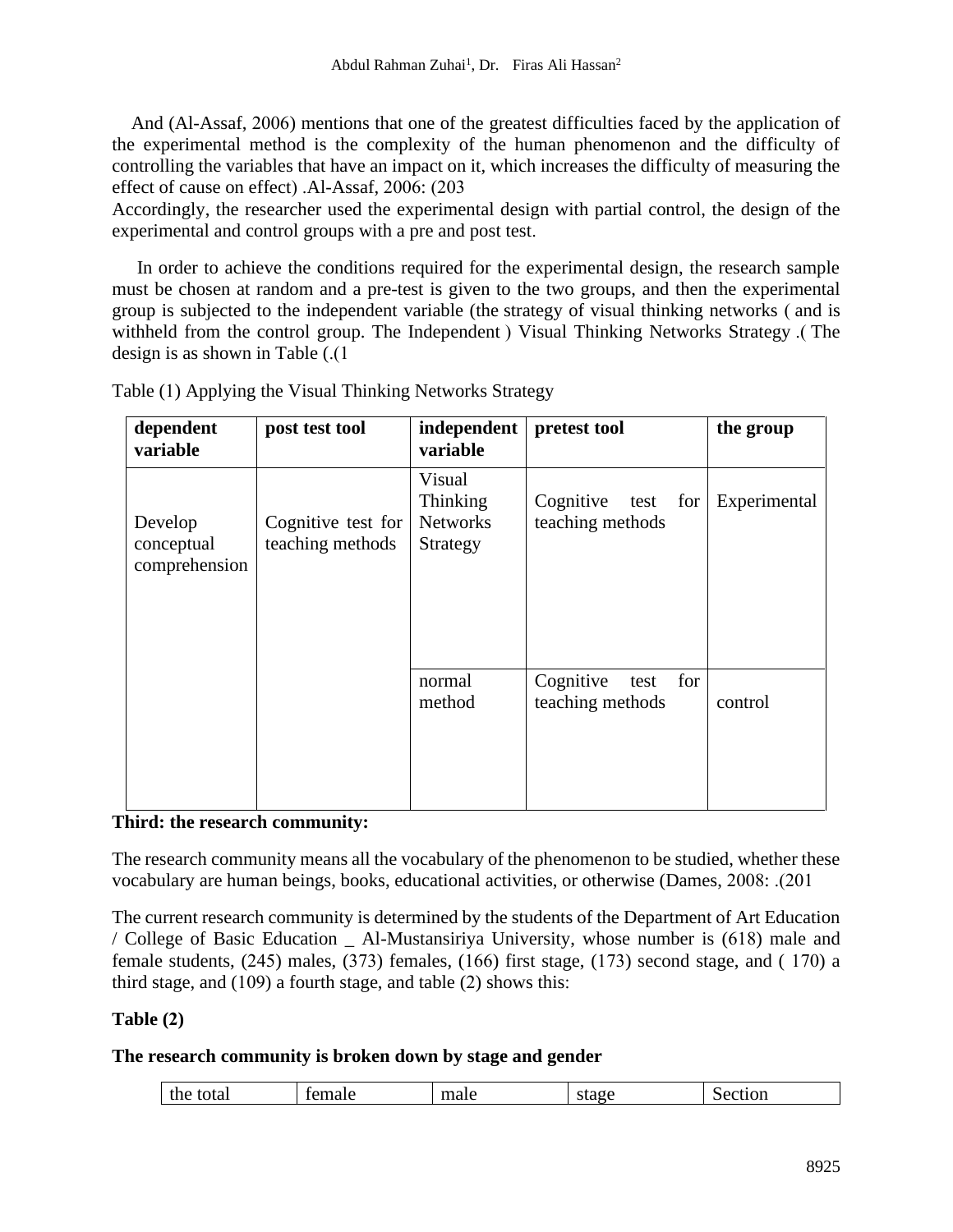And (Al-Assaf, 2006) mentions that one of the greatest difficulties faced by the application of the experimental method is the complexity of the human phenomenon and the difficulty of controlling the variables that have an impact on it, which increases the difficulty of measuring the effect of cause on effect) .Al-Assaf, 2006: (203

Accordingly, the researcher used the experimental design with partial control, the design of the experimental and control groups with a pre and post test.

In order to achieve the conditions required for the experimental design, the research sample must be chosen at random and a pre-test is given to the two groups, and then the experimental group is subjected to the independent variable (the strategy of visual thinking networks ( and is withheld from the control group. The Independent ) Visual Thinking Networks Strategy .( The design is as shown in Table (.(1

Table (1) Applying the Visual Thinking Networks Strategy

| dependent variable | post test tool | independent variable | pretest tool | the group |
|---|---|---|---|---|
| Develop conceptual comprehension | Cognitive test for teaching methods | Visual Thinking Networks Strategy | Cognitive test for teaching methods | Experimental |
| | | normal method | Cognitive test for teaching methods | control |

**Third: the research community:**

The research community means all the vocabulary of the phenomenon to be studied, whether these vocabulary are human beings, books, educational activities, or otherwise (Dames, 2008: .(201

The current research community is determined by the students of the Department of Art Education / College of Basic Education _ Al-Mustansiriya University, whose number is (618) male and female students, (245) males, (373) females, (166) first stage, (173) second stage, and ( 170) a third stage, and (109) a fourth stage, and table (2) shows this:

**Table (2)**

**The research community is broken down by stage and gender**

| the total | female | male | stage | Section |
|---|---|---|---|---|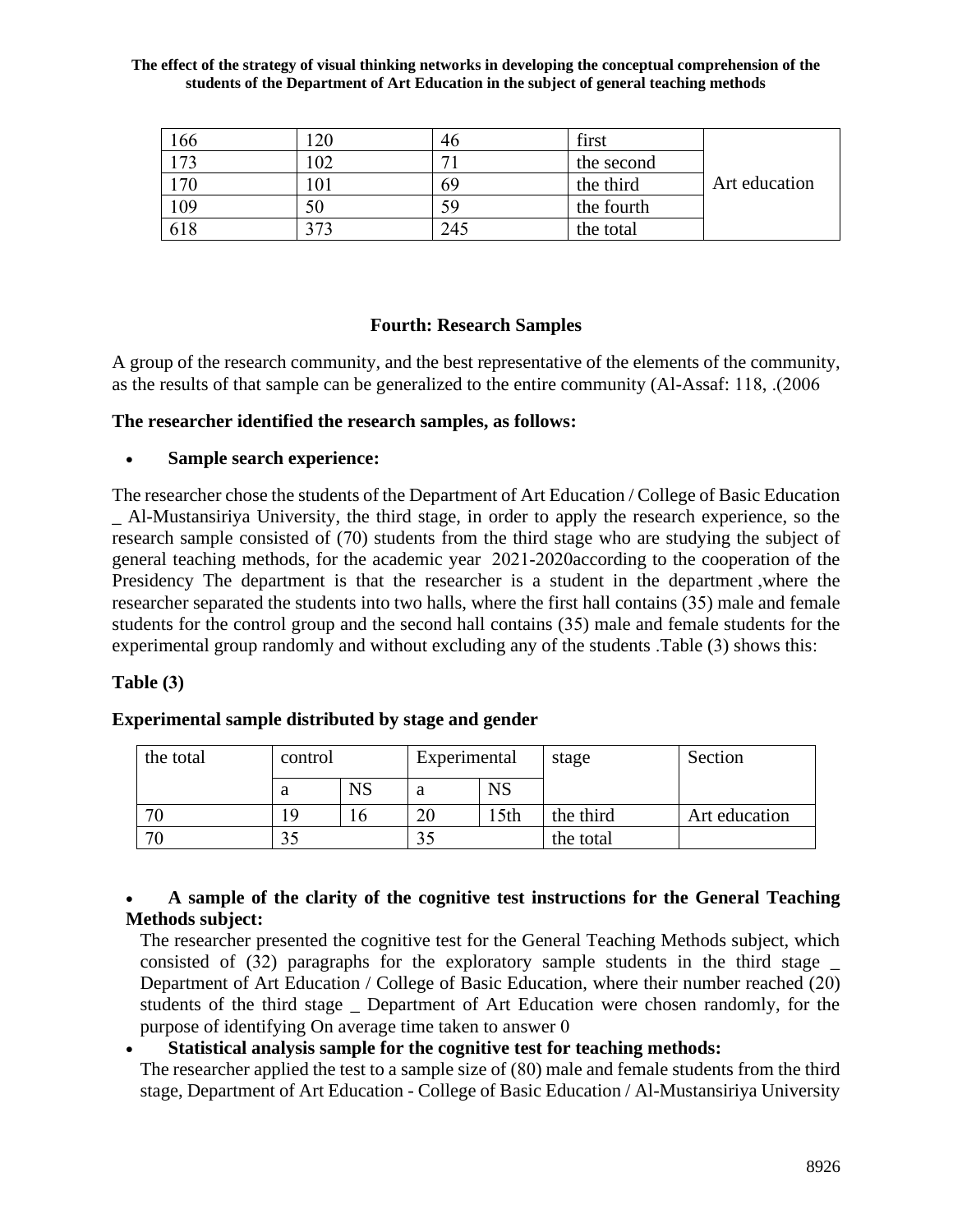| 166 | 120 | 46 | first | Art education |
|---|---|---|---|---|
| 173 | 102 | 71 | the second | |
| 170 | 101 | 69 | the third | |
| 109 | 50 | 59 | the fourth | |
| 618 | 373 | 245 | the total | |

### Fourth: Research Samples

A group of the research community, and the best representative of the elements of the community, as the results of that sample can be generalized to the entire community (Al-Assaf: 118, .(2006

**The researcher identified the research samples, as follows:**

- **Sample search experience:**

The researcher chose the students of the Department of Art Education / College of Basic Education _ Al-Mustansiriya University, the third stage, in order to apply the research experience, so the research sample consisted of (70) students from the third stage who are studying the subject of general teaching methods, for the academic year 2021-2020according to the cooperation of the Presidency The department is that the researcher is a student in the department ,where the researcher separated the students into two halls, where the first hall contains (35) male and female students for the control group and the second hall contains (35) male and female students for the experimental group randomly and without excluding any of the students .Table (3) shows this:

**Table (3)**

**Experimental sample distributed by stage and gender**

| the total | control | | Experimental | | stage | Section |
|---|---|---|---|---|---|---|
| | a | NS | a | NS | | |
| 70 | 19 | 16 | 20 | 15th | the third | Art education |
| 70 | 35 | | 35 | | the total | |

- **A sample of the clarity of the cognitive test instructions for the General Teaching Methods subject:**
  The researcher presented the cognitive test for the General Teaching Methods subject, which consisted of (32) paragraphs for the exploratory sample students in the third stage _ Department of Art Education / College of Basic Education, where their number reached (20) students of the third stage _ Department of Art Education were chosen randomly, for the purpose of identifying On average time taken to answer 0
- **Statistical analysis sample for the cognitive test for teaching methods:**
  The researcher applied the test to a sample size of (80) male and female students from the third stage, Department of Art Education - College of Basic Education / Al-Mustansiriya University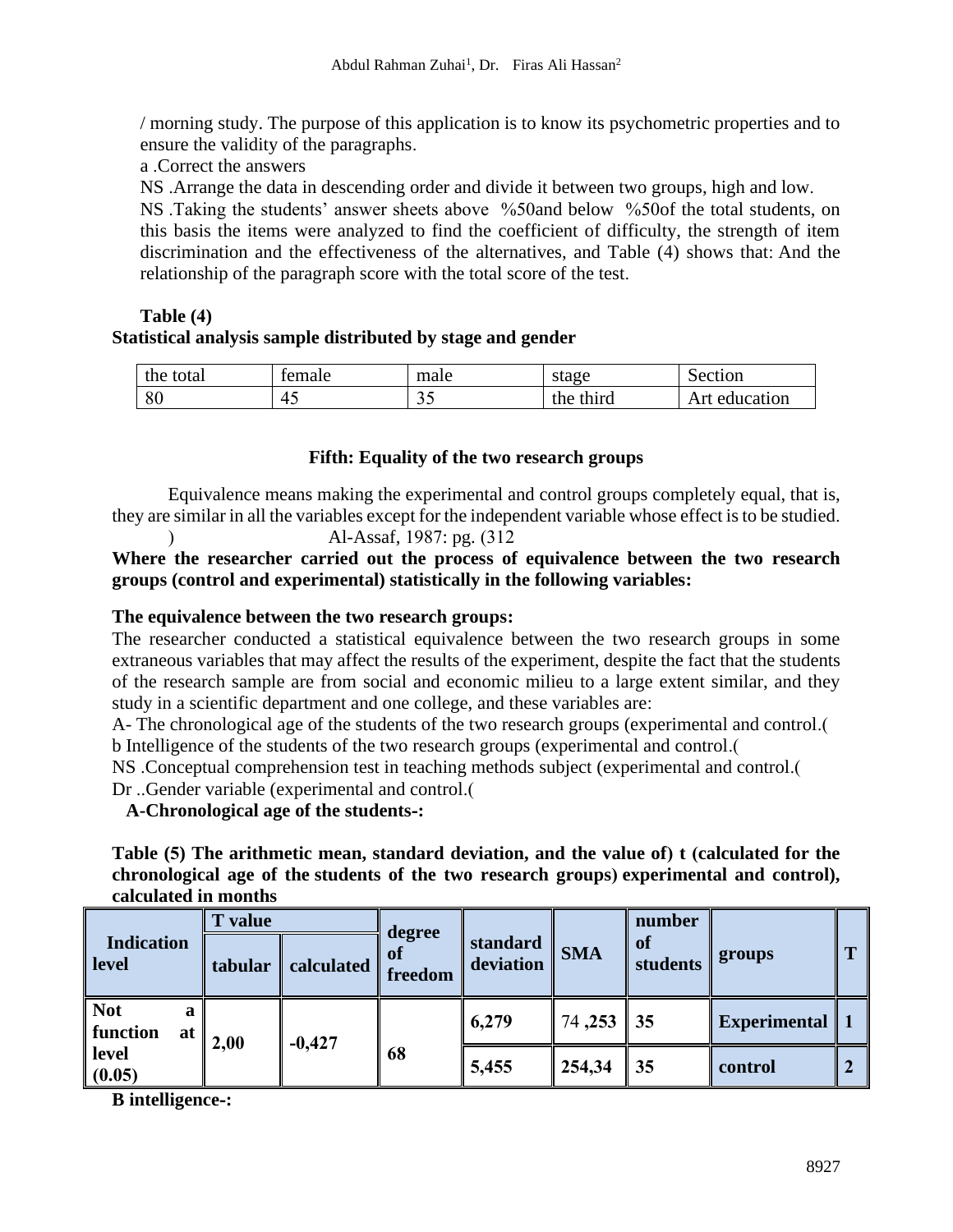/ morning study. The purpose of this application is to know its psychometric properties and to ensure the validity of the paragraphs.

a .Correct the answers

NS .Arrange the data in descending order and divide it between two groups, high and low.

NS .Taking the students' answer sheets above %50and below %50of the total students, on this basis the items were analyzed to find the coefficient of difficulty, the strength of item discrimination and the effectiveness of the alternatives, and Table (4) shows that: And the relationship of the paragraph score with the total score of the test.

**Table (4)**

**Statistical analysis sample distributed by stage and gender**

| the total | female | male | stage | Section |
|---|---|---|---|---|
| 80 | 45 | 35 | the third | Art education |

**Fifth: Equality of the two research groups**

Equivalence means making the experimental and control groups completely equal, that is, they are similar in all the variables except for the independent variable whose effect is to be studied. ) Al-Assaf, 1987: pg. (312

**Where the researcher carried out the process of equivalence between the two research groups (control and experimental) statistically in the following variables:**

**The equivalence between the two research groups:**

The researcher conducted a statistical equivalence between the two research groups in some extraneous variables that may affect the results of the experiment, despite the fact that the students of the research sample are from social and economic milieu to a large extent similar, and they study in a scientific department and one college, and these variables are:

A- The chronological age of the students of the two research groups (experimental and control.(

b Intelligence of the students of the two research groups (experimental and control.(

NS .Conceptual comprehension test in teaching methods subject (experimental and control.(

Dr ..Gender variable (experimental and control.(

**A-Chronological age of the students-:**

**Table (5) The arithmetic mean, standard deviation, and the value of) t (calculated for the chronological age of the students of the two research groups) experimental and control), calculated in months**

| Indication level | T value | | degree of freedom | standard deviation | SMA | number of students | groups | T |
|---|---|---|---|---|---|---|---|---|
| | tabular | calculated | | | | | | |
| Not a function at level (0.05) | 2,00 | -0,427 | 68 | 6,279 | 74 ,253 | 35 | Experimental | 1 |
| | | | | 5,455 | 254,34 | 35 | control | 2 |

**B intelligence-:**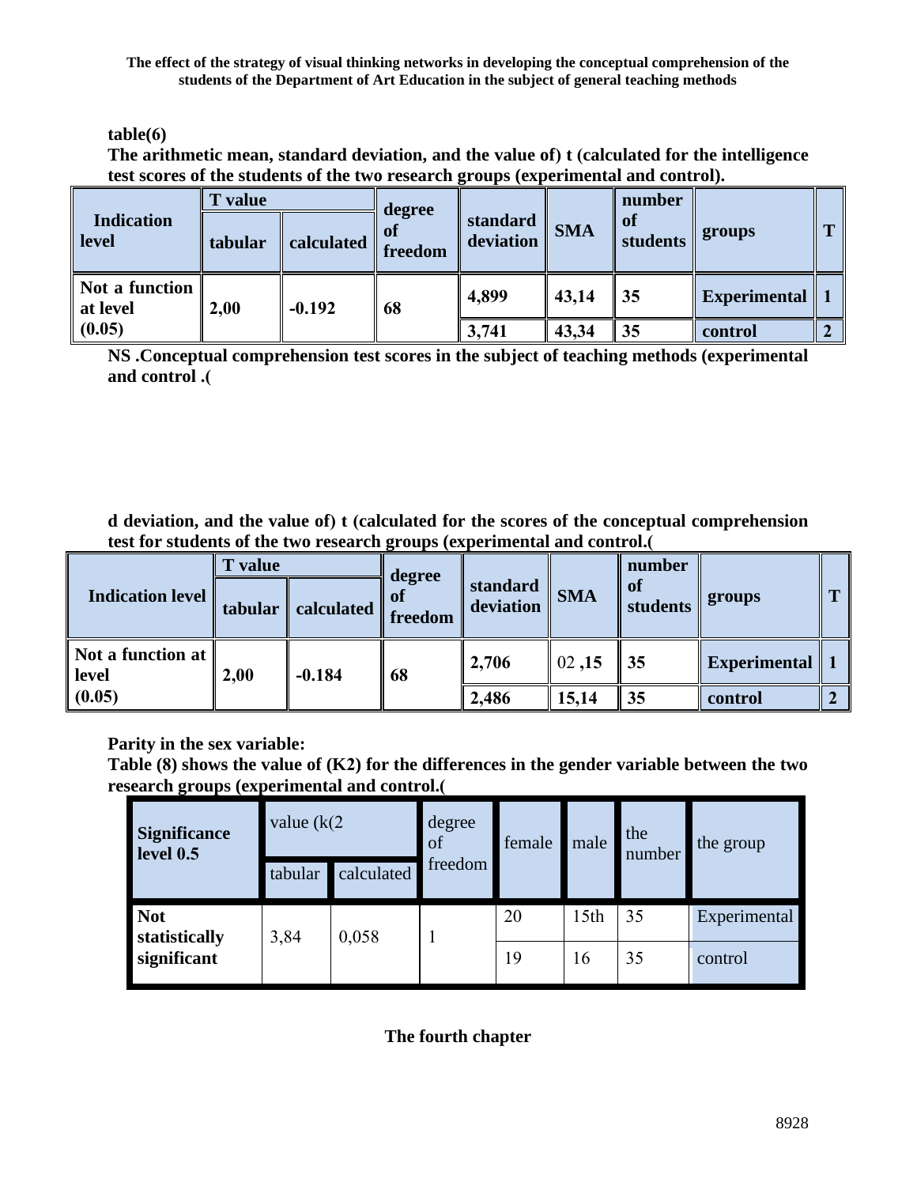**table(6)**

**The arithmetic mean, standard deviation, and the value of) t (calculated for the intelligence test scores of the students of the two research groups (experimental and control).**

| Indication level | T value | | degree of freedom | standard deviation | SMA | number of students | groups | T |
|---|---|---|---|---|---|---|---|---|
| | tabular | calculated | | | | | | |
| Not a function at level (0.05) | 2,00 | -0.192 | 68 | 4,899 | 43,14 | 35 | Experimental | 1 |
| | | | | 3,741 | 43,34 | 35 | control | 2 |

**NS .Conceptual comprehension test scores in the subject of teaching methods (experimental and control .(**

**d deviation, and the value of) t (calculated for the scores of the conceptual comprehension test for students of the two research groups (experimental and control.(**

| Indication level | T value | | degree of freedom | standard deviation | SMA | number of students | groups | T |
|---|---|---|---|---|---|---|---|---|
| | tabular | calculated | | | | | | |
| Not a function at level (0.05) | 2,00 | -0.184 | 68 | 2,706 | 02 ,15 | 35 | Experimental | 1 |
| | | | | 2,486 | 15,14 | 35 | control | 2 |

**Parity in the sex variable:**

**Table (8) shows the value of (K2) for the differences in the gender variable between the two research groups (experimental and control.(**

| Significance level 0.5 | value (k(2 | | degree of freedom | female | male | the number | the group |
|---|---|---|---|---|---|---|---|
| | tabular | calculated | | | | | |
| Not statistically significant | 3,84 | 0,058 | 1 | 20 | 15th | 35 | Experimental |
| | | | | 19 | 16 | 35 | control |

**The fourth chapter**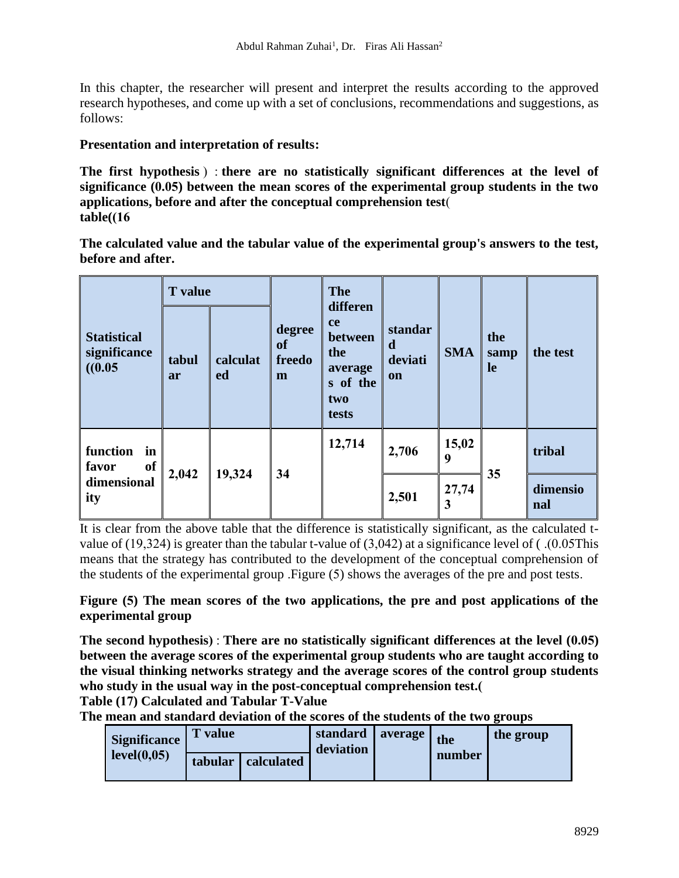In this chapter, the researcher will present and interpret the results according to the approved research hypotheses, and come up with a set of conclusions, recommendations and suggestions, as follows:

**Presentation and interpretation of results:**

**The first hypothesis** ) : **there are no statistically significant differences at the level of significance (0.05) between the mean scores of the experimental group students in the two applications, before and after the conceptual comprehension test**(
**table((16**

**The calculated value and the tabular value of the experimental group's answers to the test, before and after.**

| Statistical significance ((0.05 | T value | | degree of freedom | The difference between the averages of the two tests | standard deviation | SMA | the sample | the test |
|---|---|---|---|---|---|---|---|---|
| | tabular | calculated | | | | | | |
| function in favor of dimensionality | 2,042 | 19,324 | 34 | 12,714 | 2,706 | 15,029 | 35 | tribal |
| | | | | | 2,501 | 27,743 | | dimensional |

It is clear from the above table that the difference is statistically significant, as the calculated t-value of (19,324) is greater than the tabular t-value of (3,042) at a significance level of ( .(0.05This means that the strategy has contributed to the development of the conceptual comprehension of the students of the experimental group .Figure (5) shows the averages of the pre and post tests.

**Figure (5) The mean scores of the two applications, the pre and post applications of the experimental group**

**The second hypothesis)** : **There are no statistically significant differences at the level (0.05) between the average scores of the experimental group students who are taught according to the visual thinking networks strategy and the average scores of the control group students who study in the usual way in the post-conceptual comprehension test.(**
**Table (17) Calculated and Tabular T-Value**
**The mean and standard deviation of the scores of the students of the two groups**

| Significance level(0,05) | T value | | standard deviation | average | the number | the group |
|---|---|---|---|---|---|---|
| | tabular | calculated | | | | |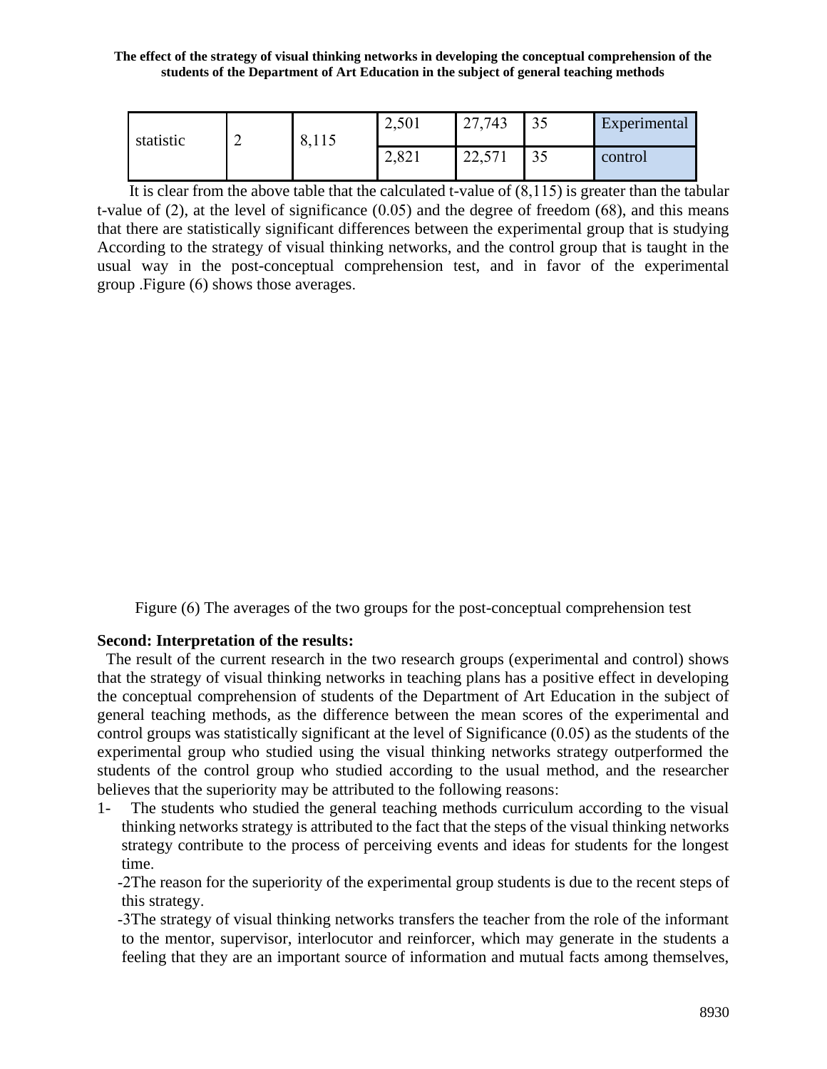| statistic | 2 | 8,115 | 2,501 | 27,743 | 35 | Experimental |
|---|---|---|---|---|---|---|
| | | | 2,821 | 22,571 | 35 | control |

It is clear from the above table that the calculated t-value of (8,115) is greater than the tabular t-value of (2), at the level of significance (0.05) and the degree of freedom (68), and this means that there are statistically significant differences between the experimental group that is studying According to the strategy of visual thinking networks, and the control group that is taught in the usual way in the post-conceptual comprehension test, and in favor of the experimental group .Figure (6) shows those averages.

Figure (6) The averages of the two groups for the post-conceptual comprehension test

**Second: Interpretation of the results:**

The result of the current research in the two research groups (experimental and control) shows that the strategy of visual thinking networks in teaching plans has a positive effect in developing the conceptual comprehension of students of the Department of Art Education in the subject of general teaching methods, as the difference between the mean scores of the experimental and control groups was statistically significant at the level of Significance (0.05) as the students of the experimental group who studied using the visual thinking networks strategy outperformed the students of the control group who studied according to the usual method, and the researcher believes that the superiority may be attributed to the following reasons:

1- The students who studied the general teaching methods curriculum according to the visual thinking networks strategy is attributed to the fact that the steps of the visual thinking networks strategy contribute to the process of perceiving events and ideas for students for the longest time.

-2The reason for the superiority of the experimental group students is due to the recent steps of this strategy.

-3The strategy of visual thinking networks transfers the teacher from the role of the informant to the mentor, supervisor, interlocutor and reinforcer, which may generate in the students a feeling that they are an important source of information and mutual facts among themselves,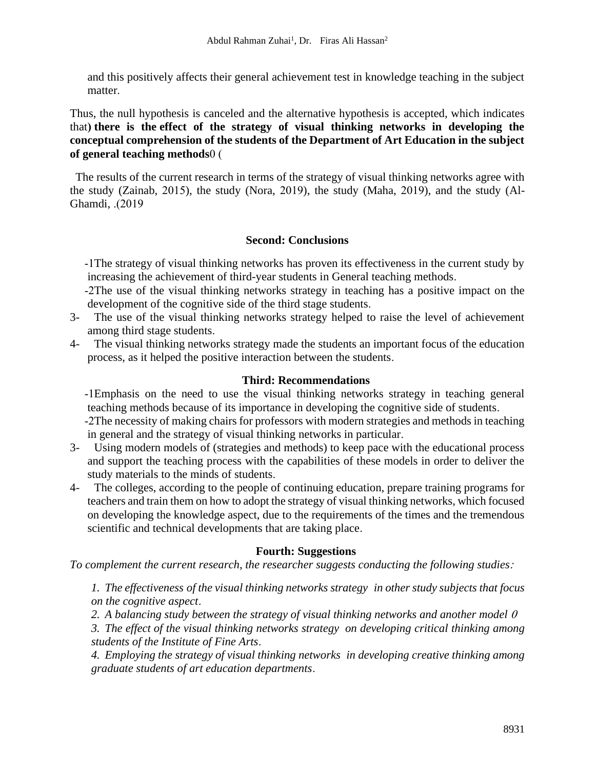and this positively affects their general achievement test in knowledge teaching in the subject matter.

Thus, the null hypothesis is canceled and the alternative hypothesis is accepted, which indicates that) **there is the effect of the strategy of visual thinking networks in developing the conceptual comprehension of the students of the Department of Art Education in the subject of general teaching methods**0 (

The results of the current research in terms of the strategy of visual thinking networks agree with the study (Zainab, 2015), the study (Nora, 2019), the study (Maha, 2019), and the study (Al-Ghamdi, .(2019

### Second: Conclusions

-1The strategy of visual thinking networks has proven its effectiveness in the current study by increasing the achievement of third-year students in General teaching methods.

-2The use of the visual thinking networks strategy in teaching has a positive impact on the development of the cognitive side of the third stage students.

3- The use of the visual thinking networks strategy helped to raise the level of achievement among third stage students.

4- The visual thinking networks strategy made the students an important focus of the education process, as it helped the positive interaction between the students.

### Third: Recommendations

-1Emphasis on the need to use the visual thinking networks strategy in teaching general teaching methods because of its importance in developing the cognitive side of students.

-2The necessity of making chairs for professors with modern strategies and methods in teaching in general and the strategy of visual thinking networks in particular.

3- Using modern models of (strategies and methods) to keep pace with the educational process and support the teaching process with the capabilities of these models in order to deliver the study materials to the minds of students.

4- The colleges, according to the people of continuing education, prepare training programs for teachers and train them on how to adopt the strategy of visual thinking networks, which focused on developing the knowledge aspect, due to the requirements of the times and the tremendous scientific and technical developments that are taking place.

### Fourth: Suggestions

*To complement the current research, the researcher suggests conducting the following studies:*

1. *The effectiveness of the visual thinking networks strategy in other study subjects that focus on the cognitive aspect.*
2. *A balancing study between the strategy of visual thinking networks and another model 0*
3. *The effect of the visual thinking networks strategy on developing critical thinking among students of the Institute of Fine Arts.*
4. *Employing the strategy of visual thinking networks in developing creative thinking among graduate students of art education departments.*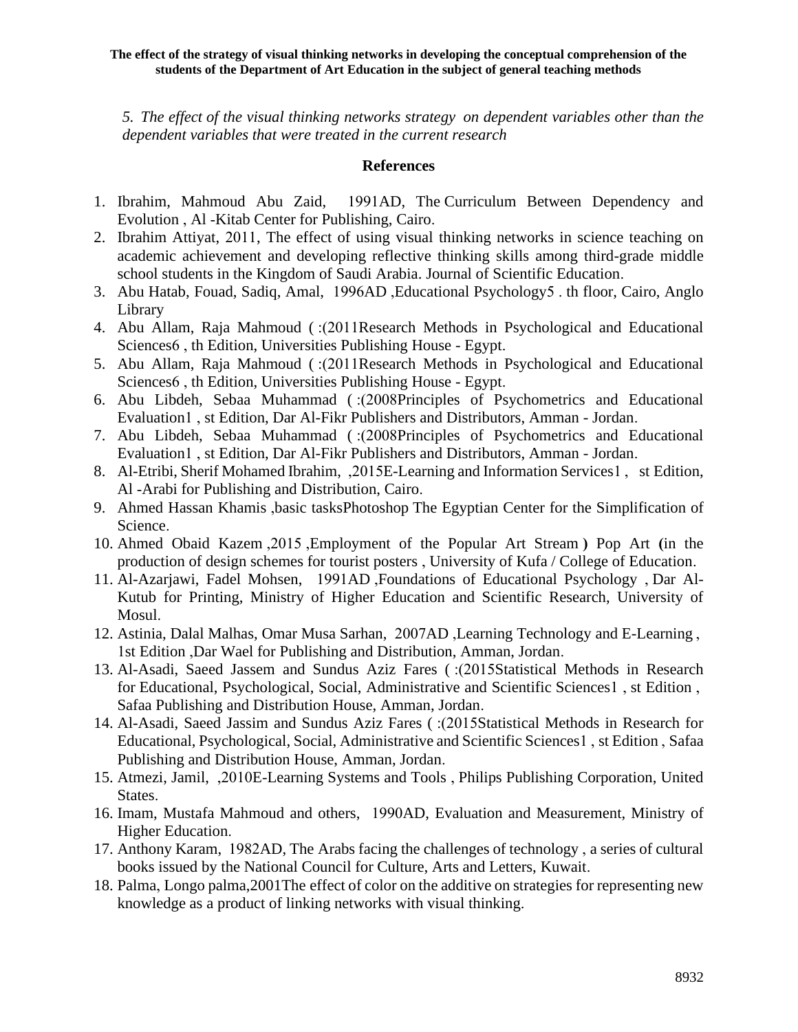*5. The effect of the visual thinking networks strategy on dependent variables other than the dependent variables that were treated in the current research*

## References

1. Ibrahim, Mahmoud Abu Zaid, 1991AD, The Curriculum Between Dependency and Evolution , Al -Kitab Center for Publishing, Cairo.
2. Ibrahim Attiyat, 2011, The effect of using visual thinking networks in science teaching on academic achievement and developing reflective thinking skills among third-grade middle school students in the Kingdom of Saudi Arabia. Journal of Scientific Education.
3. Abu Hatab, Fouad, Sadiq, Amal, 1996AD ,Educational Psychology5 . th floor, Cairo, Anglo Library
4. Abu Allam, Raja Mahmoud ( :(2011Research Methods in Psychological and Educational Sciences6 , th Edition, Universities Publishing House - Egypt.
5. Abu Allam, Raja Mahmoud ( :(2011Research Methods in Psychological and Educational Sciences6 , th Edition, Universities Publishing House - Egypt.
6. Abu Libdeh, Sebaa Muhammad ( :(2008Principles of Psychometrics and Educational Evaluation1 , st Edition, Dar Al-Fikr Publishers and Distributors, Amman - Jordan.
7. Abu Libdeh, Sebaa Muhammad ( :(2008Principles of Psychometrics and Educational Evaluation1 , st Edition, Dar Al-Fikr Publishers and Distributors, Amman - Jordan.
8. Al-Etribi, Sherif Mohamed Ibrahim, ,2015E-Learning and Information Services1 , st Edition, Al -Arabi for Publishing and Distribution, Cairo.
9. Ahmed Hassan Khamis ,basic tasksPhotoshop The Egyptian Center for the Simplification of Science.
10. Ahmed Obaid Kazem ,2015 ,Employment of the Popular Art Stream **)** Pop Art **(**in the production of design schemes for tourist posters , University of Kufa / College of Education.
11. Al-Azarjawi, Fadel Mohsen, 1991AD ,Foundations of Educational Psychology , Dar Al-Kutub for Printing, Ministry of Higher Education and Scientific Research, University of Mosul.
12. Astinia, Dalal Malhas, Omar Musa Sarhan, 2007AD ,Learning Technology and E-Learning , 1st Edition ,Dar Wael for Publishing and Distribution, Amman, Jordan.
13. Al-Asadi, Saeed Jassem and Sundus Aziz Fares ( :(2015Statistical Methods in Research for Educational, Psychological, Social, Administrative and Scientific Sciences1 , st Edition , Safaa Publishing and Distribution House, Amman, Jordan.
14. Al-Asadi, Saeed Jassim and Sundus Aziz Fares ( :(2015Statistical Methods in Research for Educational, Psychological, Social, Administrative and Scientific Sciences1 , st Edition , Safaa Publishing and Distribution House, Amman, Jordan.
15. Atmezi, Jamil, ,2010E-Learning Systems and Tools , Philips Publishing Corporation, United States.
16. Imam, Mustafa Mahmoud and others, 1990AD, Evaluation and Measurement, Ministry of Higher Education.
17. Anthony Karam, 1982AD, The Arabs facing the challenges of technology , a series of cultural books issued by the National Council for Culture, Arts and Letters, Kuwait.
18. Palma, Longo palma,2001The effect of color on the additive on strategies for representing new knowledge as a product of linking networks with visual thinking.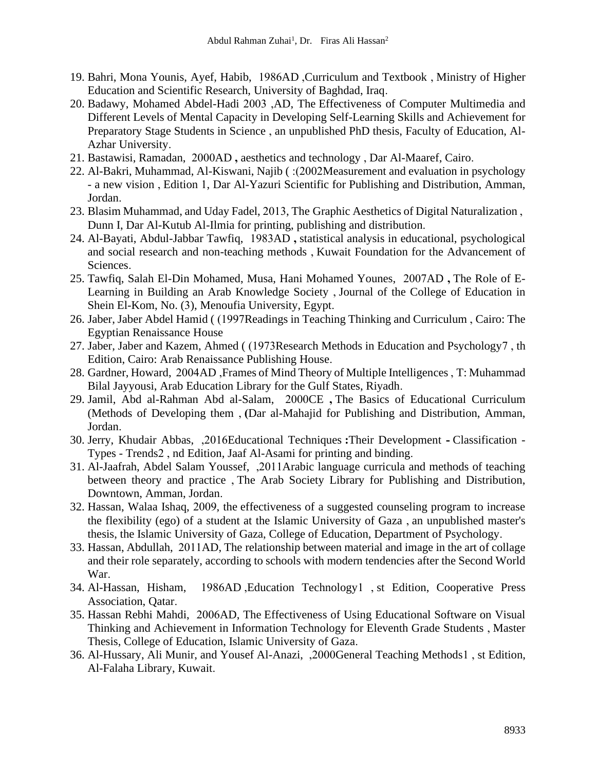19. Bahri, Mona Younis, Ayef, Habib, 1986AD ,Curriculum and Textbook , Ministry of Higher Education and Scientific Research, University of Baghdad, Iraq.
20. Badawy, Mohamed Abdel-Hadi 2003 ,AD, The Effectiveness of Computer Multimedia and Different Levels of Mental Capacity in Developing Self-Learning Skills and Achievement for Preparatory Stage Students in Science , an unpublished PhD thesis, Faculty of Education, Al-Azhar University.
21. Bastawisi, Ramadan, 2000AD **,** aesthetics and technology , Dar Al-Maaref, Cairo.
22. Al-Bakri, Muhammad, Al-Kiswani, Najib ( :(2002Measurement and evaluation in psychology - a new vision , Edition 1, Dar Al-Yazuri Scientific for Publishing and Distribution, Amman, Jordan.
23. Blasim Muhammad, and Uday Fadel, 2013, The Graphic Aesthetics of Digital Naturalization , Dunn I, Dar Al-Kutub Al-Ilmia for printing, publishing and distribution.
24. Al-Bayati, Abdul-Jabbar Tawfiq, 1983AD **,** statistical analysis in educational, psychological and social research and non-teaching methods , Kuwait Foundation for the Advancement of Sciences.
25. Tawfiq, Salah El-Din Mohamed, Musa, Hani Mohamed Younes, 2007AD **,** The Role of E-Learning in Building an Arab Knowledge Society , Journal of the College of Education in Shein El-Kom, No. (3), Menoufia University, Egypt.
26. Jaber, Jaber Abdel Hamid ( (1997Readings in Teaching Thinking and Curriculum , Cairo: The Egyptian Renaissance House
27. Jaber, Jaber and Kazem, Ahmed ( (1973Research Methods in Education and Psychology7 , th Edition, Cairo: Arab Renaissance Publishing House.
28. Gardner, Howard, 2004AD ,Frames of Mind Theory of Multiple Intelligences , T: Muhammad Bilal Jayyousi, Arab Education Library for the Gulf States, Riyadh.
29. Jamil, Abd al-Rahman Abd al-Salam, 2000CE **,** The Basics of Educational Curriculum (Methods of Developing them , **(**Dar al-Mahajid for Publishing and Distribution, Amman, Jordan.
30. Jerry, Khudair Abbas, ,2016Educational Techniques **:**Their Development **-** Classification - Types - Trends2 , nd Edition, Jaaf Al-Asami for printing and binding.
31. Al-Jaafrah, Abdel Salam Youssef, ,2011Arabic language curricula and methods of teaching between theory and practice , The Arab Society Library for Publishing and Distribution, Downtown, Amman, Jordan.
32. Hassan, Walaa Ishaq, 2009, the effectiveness of a suggested counseling program to increase the flexibility (ego) of a student at the Islamic University of Gaza , an unpublished master's thesis, the Islamic University of Gaza, College of Education, Department of Psychology.
33. Hassan, Abdullah, 2011AD, The relationship between material and image in the art of collage and their role separately, according to schools with modern tendencies after the Second World War.
34. Al-Hassan, Hisham, 1986AD ,Education Technology1 , st Edition, Cooperative Press Association, Qatar.
35. Hassan Rebhi Mahdi, 2006AD, The Effectiveness of Using Educational Software on Visual Thinking and Achievement in Information Technology for Eleventh Grade Students , Master Thesis, College of Education, Islamic University of Gaza.
36. Al-Hussary, Ali Munir, and Yousef Al-Anazi, ,2000General Teaching Methods1 , st Edition, Al-Falaha Library, Kuwait.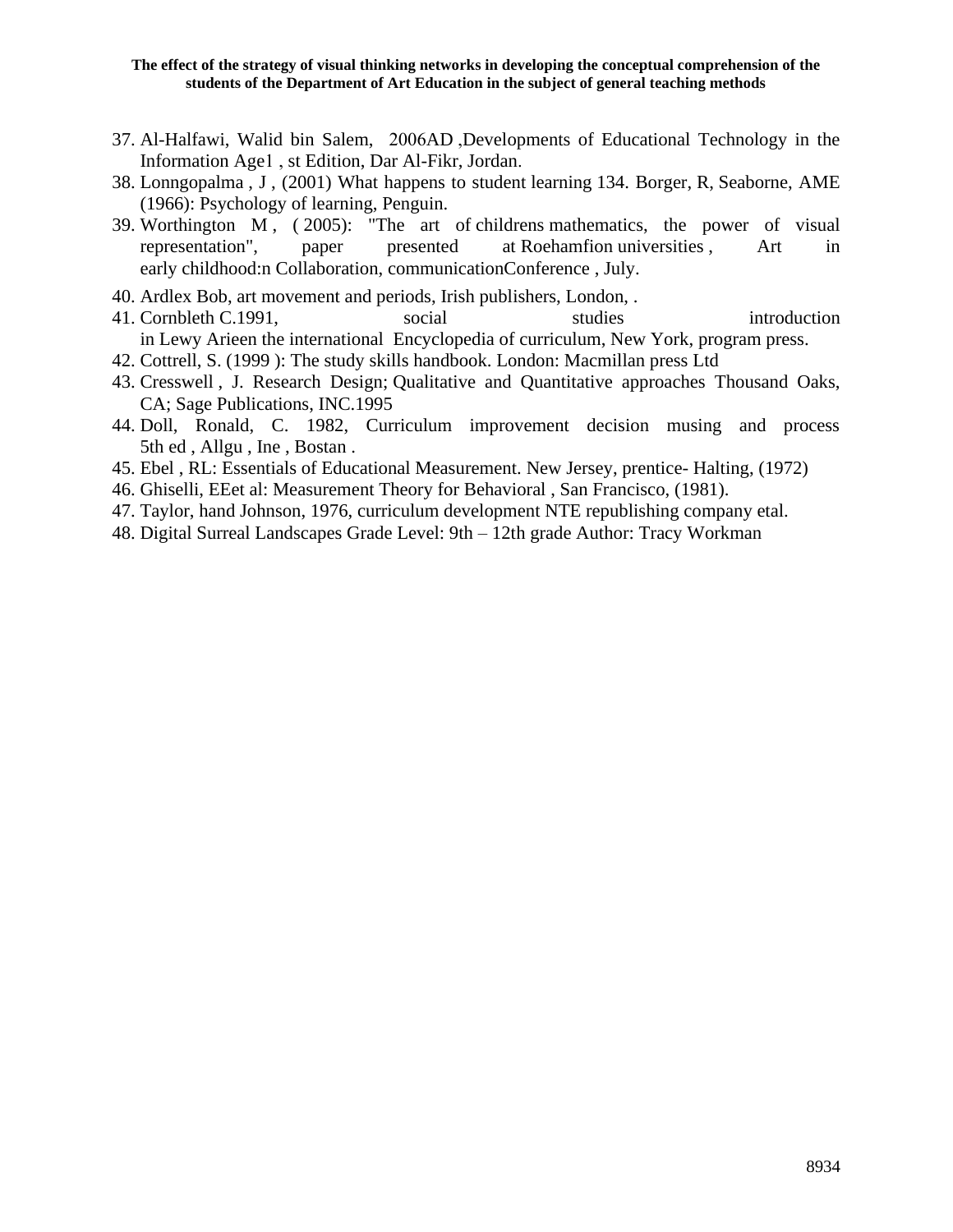37. Al-Halfawi, Walid bin Salem, 2006AD ,Developments of Educational Technology in the Information Age1 , st Edition, Dar Al-Fikr, Jordan.
38. Lonngopalma , J , (2001) What happens to student learning 134. Borger, R, Seaborne, AME (1966): Psychology of learning, Penguin.
39. Worthington M , ( 2005): "The art of childrens mathematics, the power of visual representation", paper presented at Roehamfion universities , Art in early childhood:n Collaboration, communicationConference , July.
40. Ardlex Bob, art movement and periods, Irish publishers, London, .
41. Cornbleth C.1991, social studies introduction in Lewy Arieen the international Encyclopedia of curriculum, New York, program press.
42. Cottrell, S. (1999 ): The study skills handbook. London: Macmillan press Ltd
43. Cresswell , J. Research Design; Qualitative and Quantitative approaches Thousand Oaks, CA; Sage Publications, INC.1995
44. Doll, Ronald, C. 1982, Curriculum improvement decision musing and process 5th ed , Allgu , Ine , Bostan .
45. Ebel , RL: Essentials of Educational Measurement. New Jersey, prentice- Halting, (1972)
46. Ghiselli, EEet al: Measurement Theory for Behavioral , San Francisco, (1981).
47. Taylor, hand Johnson, 1976, curriculum development NTE republishing company etal.
48. Digital Surreal Landscapes Grade Level: 9th – 12th grade Author: Tracy Workman